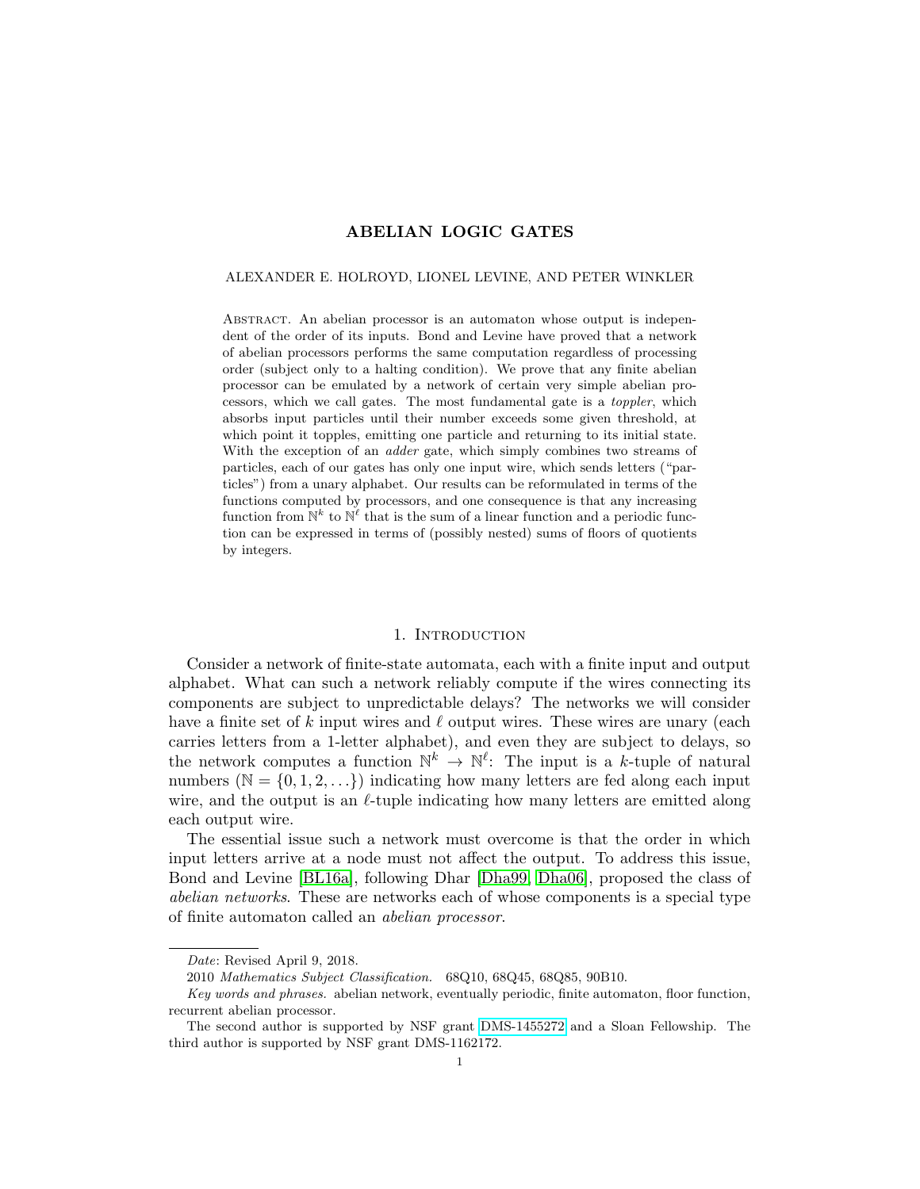# ABELIAN LOGIC GATES

ALEXANDER E. HOLROYD, LIONEL LEVINE, AND PETER WINKLER

Abstract. An abelian processor is an automaton whose output is independent of the order of its inputs. Bond and Levine have proved that a network of abelian processors performs the same computation regardless of processing order (subject only to a halting condition). We prove that any finite abelian processor can be emulated by a network of certain very simple abelian processors, which we call gates. The most fundamental gate is a *toppler*, which absorbs input particles until their number exceeds some given threshold, at which point it topples, emitting one particle and returning to its initial state. With the exception of an *adder* gate, which simply combines two streams of particles, each of our gates has only one input wire, which sends letters ("particles") from a unary alphabet. Our results can be reformulated in terms of the functions computed by processors, and one consequence is that any increasing function from $\mathbb{N}^k$ to $\mathbb{N}^\ell$ that is the sum of a linear function and a periodic function can be expressed in terms of (possibly nested) sums of floors of quotients by integers.

## 1. Introduction

Consider a network of finite-state automata, each with a finite input and output alphabet. What can such a network reliably compute if the wires connecting its components are subject to unpredictable delays? The networks we will consider have a finite set of $k$ input wires and $\ell$ output wires. These wires are unary (each carries letters from a 1-letter alphabet), and even they are subject to delays, so the network computes a function $\mathbb{N}^k \to \mathbb{N}^\ell$: The input is a $k$-tuple of natural numbers ($\mathbb{N} = \{0, 1, 2, \ldots\}$) indicating how many letters are fed along each input wire, and the output is an $\ell$-tuple indicating how many letters are emitted along each output wire.

The essential issue such a network must overcome is that the order in which input letters arrive at a node must not affect the output. To address this issue, Bond and Levine [BL16a], following Dhar [Dha99, Dha06], proposed the class of *abelian networks*. These are networks each of whose components is a special type of finite automaton called an *abelian processor*.

---

*Date*: Revised April 9, 2018.

2010 *Mathematics Subject Classification.* 68Q10, 68Q45, 68Q85, 90B10.

*Key words and phrases.* abelian network, eventually periodic, finite automaton, floor function, recurrent abelian processor.

The second author is supported by NSF grant DMS-1455272 and a Sloan Fellowship. The third author is supported by NSF grant DMS-1162172.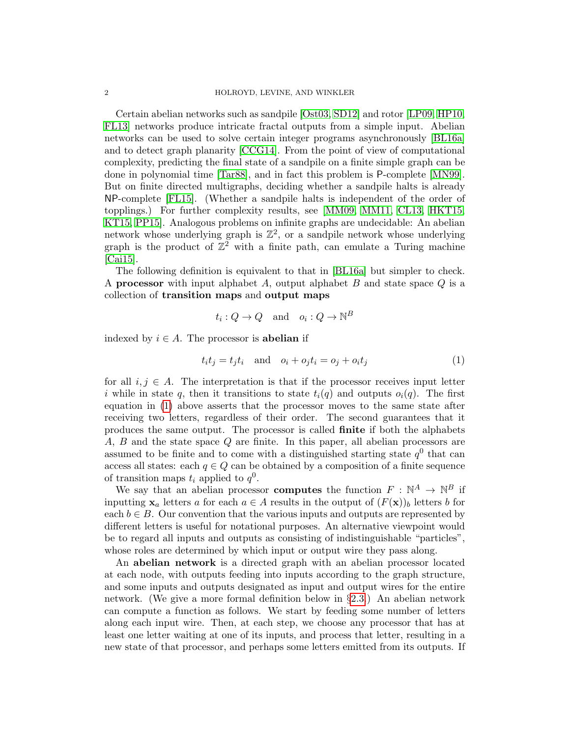Certain abelian networks such as sandpile [Ost03, SD12] and rotor [LP09, HP10, FL13] networks produce intricate fractal outputs from a simple input. Abelian networks can be used to solve certain integer programs asynchronously [BL16a] and to detect graph planarity [CCG14]. From the point of view of computational complexity, predicting the final state of a sandpile on a finite simple graph can be done in polynomial time [Tar88], and in fact this problem is P-complete [MN99]. But on finite directed multigraphs, deciding whether a sandpile halts is already NP-complete [FL15]. (Whether a sandpile halts is independent of the order of topplings.) For further complexity results, see [MM09, MM11, CL13, HKT15, KT15, PP15]. Analogous problems on infinite graphs are undecidable: An abelian network whose underlying graph is $\mathbb{Z}^2$, or a sandpile network whose underlying graph is the product of $\mathbb{Z}^2$ with a finite path, can emulate a Turing machine [Cai15].

The following definition is equivalent to that in [BL16a] but simpler to check. A **processor** with input alphabet $A$, output alphabet $B$ and state space $Q$ is a collection of **transition maps** and **output maps**

$$t_i : Q \to Q \quad \text{and} \quad o_i : Q \to \mathbb{N}^B$$

indexed by $i \in A$. The processor is **abelian** if

$$t_i t_j = t_j t_i \quad \text{and} \quad o_i + o_j t_i = o_j + o_i t_j \tag{1}$$

for all $i, j \in A$. The interpretation is that if the processor receives input letter $i$ while in state $q$, then it transitions to state $t_i(q)$ and outputs $o_i(q)$. The first equation in (1) above asserts that the processor moves to the same state after receiving two letters, regardless of their order. The second guarantees that it produces the same output. The processor is called **finite** if both the alphabets $A$, $B$ and the state space $Q$ are finite. In this paper, all abelian processors are assumed to be finite and to come with a distinguished starting state $q^0$ that can access all states: each $q \in Q$ can be obtained by a composition of a finite sequence of transition maps $t_i$ applied to $q^0$.

We say that an abelian processor **computes** the function $F : \mathbb{N}^A \to \mathbb{N}^B$ if inputting $\mathbf{x}_a$ letters $a$ for each $a \in A$ results in the output of $(F(\mathbf{x}))_b$ letters $b$ for each $b \in B$. Our convention that the various inputs and outputs are represented by different letters is useful for notational purposes. An alternative viewpoint would be to regard all inputs and outputs as consisting of indistinguishable "particles", whose roles are determined by which input or output wire they pass along.

An **abelian network** is a directed graph with an abelian processor located at each node, with outputs feeding into inputs according to the graph structure, and some inputs and outputs designated as input and output wires for the entire network. (We give a more formal definition below in §2.3.) An abelian network can compute a function as follows. We start by feeding some number of letters along each input wire. Then, at each step, we choose any processor that has at least one letter waiting at one of its inputs, and process that letter, resulting in a new state of that processor, and perhaps some letters emitted from its outputs. If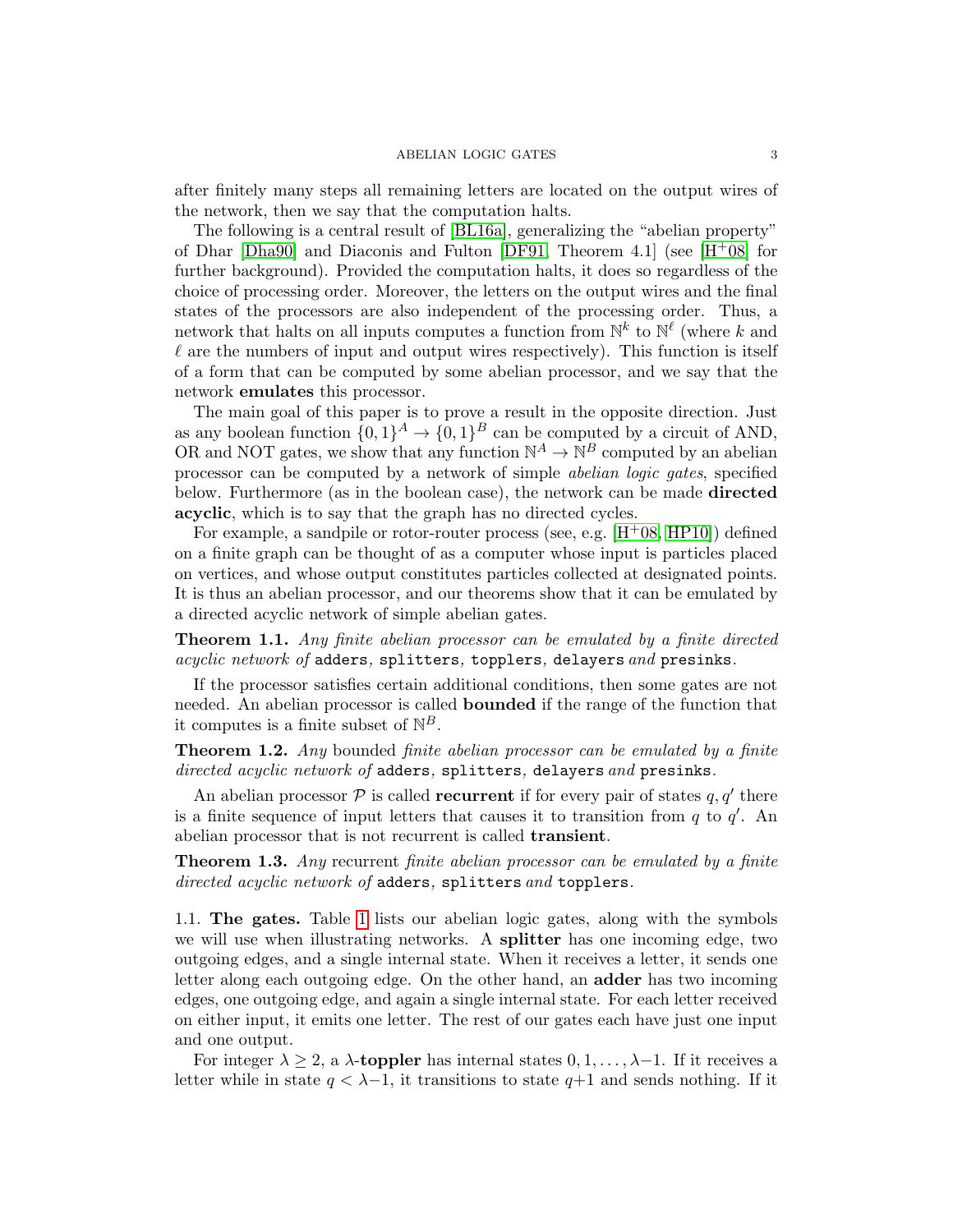after finitely many steps all remaining letters are located on the output wires of the network, then we say that the computation halts.

The following is a central result of [BL16a], generalizing the "abelian property" of Dhar [Dha90] and Diaconis and Fulton [DF91, Theorem 4.1] (see [H+08] for further background). Provided the computation halts, it does so regardless of the choice of processing order. Moreover, the letters on the output wires and the final states of the processors are also independent of the processing order. Thus, a network that halts on all inputs computes a function from $\mathbb{N}^k$ to $\mathbb{N}^\ell$ (where $k$ and $\ell$ are the numbers of input and output wires respectively). This function is itself of a form that can be computed by some abelian processor, and we say that the network **emulates** this processor.

The main goal of this paper is to prove a result in the opposite direction. Just as any boolean function $\{0,1\}^A \to \{0,1\}^B$ can be computed by a circuit of AND, OR and NOT gates, we show that any function $\mathbb{N}^A \to \mathbb{N}^B$ computed by an abelian processor can be computed by a network of simple *abelian logic gates*, specified below. Furthermore (as in the boolean case), the network can be made **directed acyclic**, which is to say that the graph has no directed cycles.

For example, a sandpile or rotor-router process (see, e.g. [H+08, HP10]) defined on a finite graph can be thought of as a computer whose input is particles placed on vertices, and whose output constitutes particles collected at designated points. It is thus an abelian processor, and our theorems show that it can be emulated by a directed acyclic network of simple abelian gates.

**Theorem 1.1.** *Any finite abelian processor can be emulated by a finite directed acyclic network of* `adders`*,* `splitters`*,* `topplers`*,* `delayers` *and* `presinks`*.*

If the processor satisfies certain additional conditions, then some gates are not needed. An abelian processor is called **bounded** if the range of the function that it computes is a finite subset of $\mathbb{N}^B$.

**Theorem 1.2.** *Any* bounded *finite abelian processor can be emulated by a finite directed acyclic network of* `adders`*,* `splitters`*,* `delayers` *and* `presinks`*.*

An abelian processor $\mathcal{P}$ is called **recurrent** if for every pair of states $q, q'$ there is a finite sequence of input letters that causes it to transition from $q$ to $q'$. An abelian processor that is not recurrent is called **transient**.

**Theorem 1.3.** *Any* recurrent *finite abelian processor can be emulated by a finite directed acyclic network of* `adders`*,* `splitters` *and* `topplers`*.*

## 1.1. The gates.

Table 1 lists our abelian logic gates, along with the symbols we will use when illustrating networks. A **splitter** has one incoming edge, two outgoing edges, and a single internal state. When it receives a letter, it sends one letter along each outgoing edge. On the other hand, an **adder** has two incoming edges, one outgoing edge, and again a single internal state. For each letter received on either input, it emits one letter. The rest of our gates each have just one input and one output.

For integer $\lambda \geq 2$, a $\lambda$-**toppler** has internal states $0, 1, \ldots, \lambda-1$. If it receives a letter while in state $q < \lambda-1$, it transitions to state $q+1$ and sends nothing. If it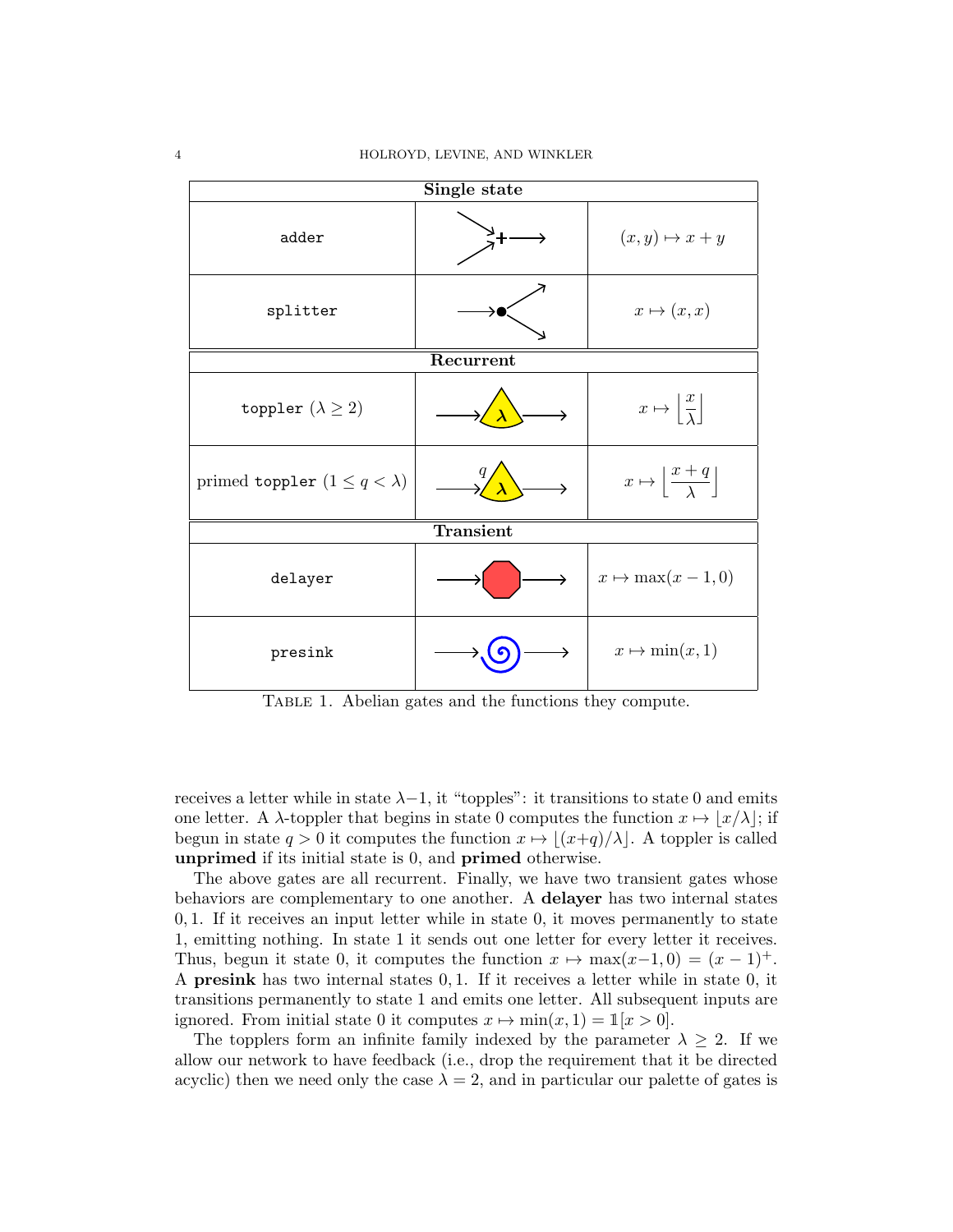| Single state | | |
|---|---|---|
| adder | | $(x,y) \mapsto x+y$ |
| splitter | | $x \mapsto (x,x)$ |
| **Recurrent** | | |
| toppler ($\lambda \geq 2$) | | $x \mapsto \left\lfloor \frac{x}{\lambda} \right\rfloor$ |
| primed toppler ($1 \leq q < \lambda$) | | $x \mapsto \left\lfloor \frac{x+q}{\lambda} \right\rfloor$ |
| **Transient** | | |
| delayer | | $x \mapsto \max(x-1,0)$ |
| presink | | $x \mapsto \min(x,1)$ |

Table 1. Abelian gates and the functions they compute.

receives a letter while in state $\lambda-1$, it "topples": it transitions to state 0 and emits one letter. A $\lambda$-toppler that begins in state 0 computes the function $x \mapsto \lfloor x/\lambda \rfloor$; if begun in state $q > 0$ it computes the function $x \mapsto \lfloor (x+q)/\lambda \rfloor$. A toppler is called **unprimed** if its initial state is 0, and **primed** otherwise.

The above gates are all recurrent. Finally, we have two transient gates whose behaviors are complementary to one another. A **delayer** has two internal states $0, 1$. If it receives an input letter while in state 0, it moves permanently to state 1, emitting nothing. In state 1 it sends out one letter for every letter it receives. Thus, begun it state 0, it computes the function $x \mapsto \max(x-1, 0) = (x-1)^+$. A **presink** has two internal states $0, 1$. If it receives a letter while in state 0, it transitions permanently to state 1 and emits one letter. All subsequent inputs are ignored. From initial state 0 it computes $x \mapsto \min(x, 1) = \mathbb{1}[x > 0]$.

The topplers form an infinite family indexed by the parameter $\lambda \geq 2$. If we allow our network to have feedback (i.e., drop the requirement that it be directed acyclic) then we need only the case $\lambda = 2$, and in particular our palette of gates is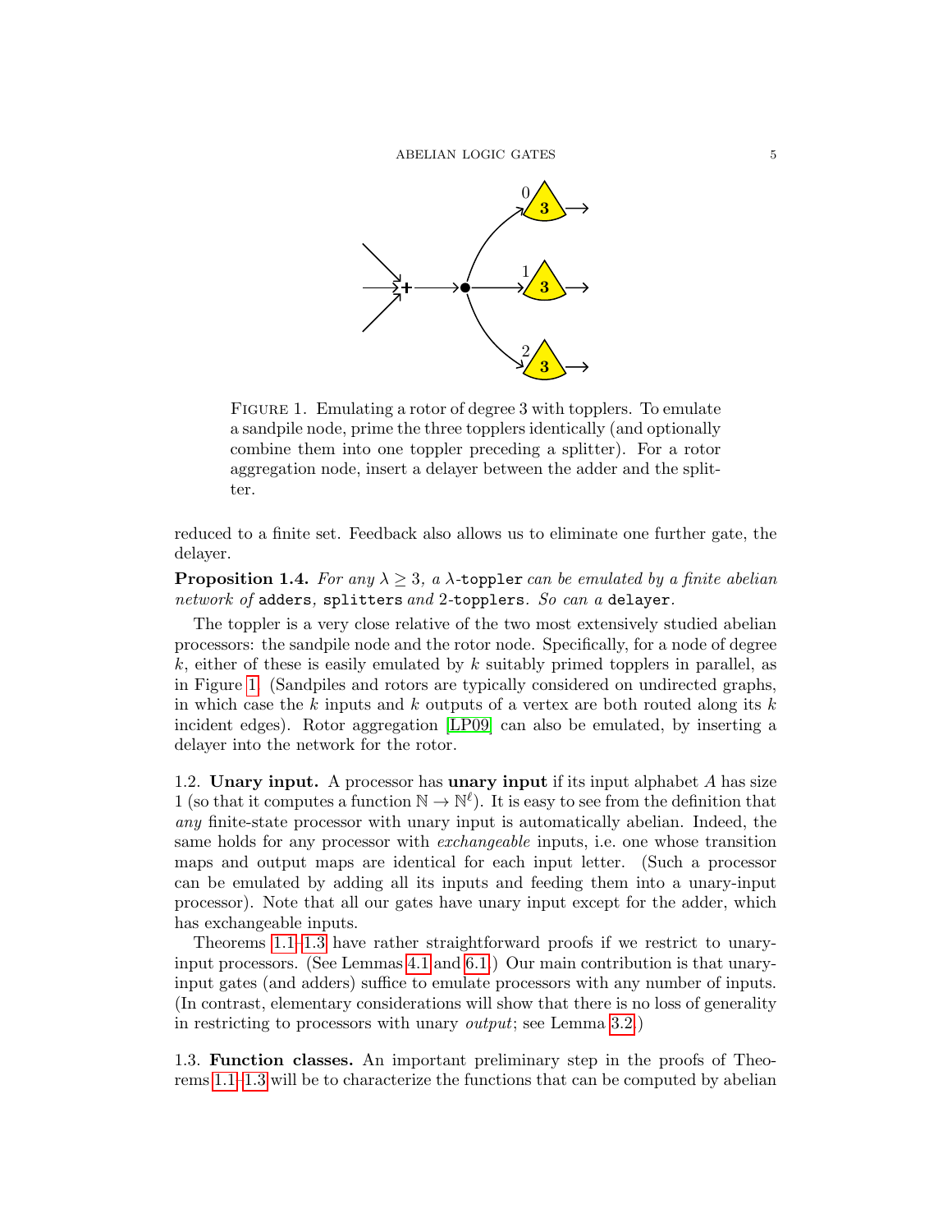FIGURE 1. Emulating a rotor of degree 3 with topplers. To emulate a sandpile node, prime the three topplers identically (and optionally combine them into one toppler preceding a splitter). For a rotor aggregation node, insert a delayer between the adder and the splitter.

reduced to a finite set. Feedback also allows us to eliminate one further gate, the delayer.

**Proposition 1.4.** *For any $\lambda \geq 3$, a $\lambda$-*`toppler` *can be emulated by a finite abelian network of* `adders`*,* `splitters` *and* 2-`topplers`*. So can a* `delayer`*.*

The toppler is a very close relative of the two most extensively studied abelian processors: the sandpile node and the rotor node. Specifically, for a node of degree $k$, either of these is easily emulated by $k$ suitably primed topplers in parallel, as in Figure 1. (Sandpiles and rotors are typically considered on undirected graphs, in which case the $k$ inputs and $k$ outputs of a vertex are both routed along its $k$ incident edges). Rotor aggregation [LP09] can also be emulated, by inserting a delayer into the network for the rotor.

## 1.2. Unary input.

A processor has **unary input** if its input alphabet $A$ has size 1 (so that it computes a function $\mathbb{N} \to \mathbb{N}^\ell$). It is easy to see from the definition that *any* finite-state processor with unary input is automatically abelian. Indeed, the same holds for any processor with *exchangeable* inputs, i.e. one whose transition maps and output maps are identical for each input letter. (Such a processor can be emulated by adding all its inputs and feeding them into a unary-input processor). Note that all our gates have unary input except for the adder, which has exchangeable inputs.

Theorems 1.1–1.3 have rather straightforward proofs if we restrict to unary-input processors. (See Lemmas 4.1 and 6.1.) Our main contribution is that unary-input gates (and adders) suffice to emulate processors with any number of inputs. (In contrast, elementary considerations will show that there is no loss of generality in restricting to processors with unary *output*; see Lemma 3.2.)

## 1.3. Function classes.

An important preliminary step in the proofs of Theorems 1.1–1.3 will be to characterize the functions that can be computed by abelian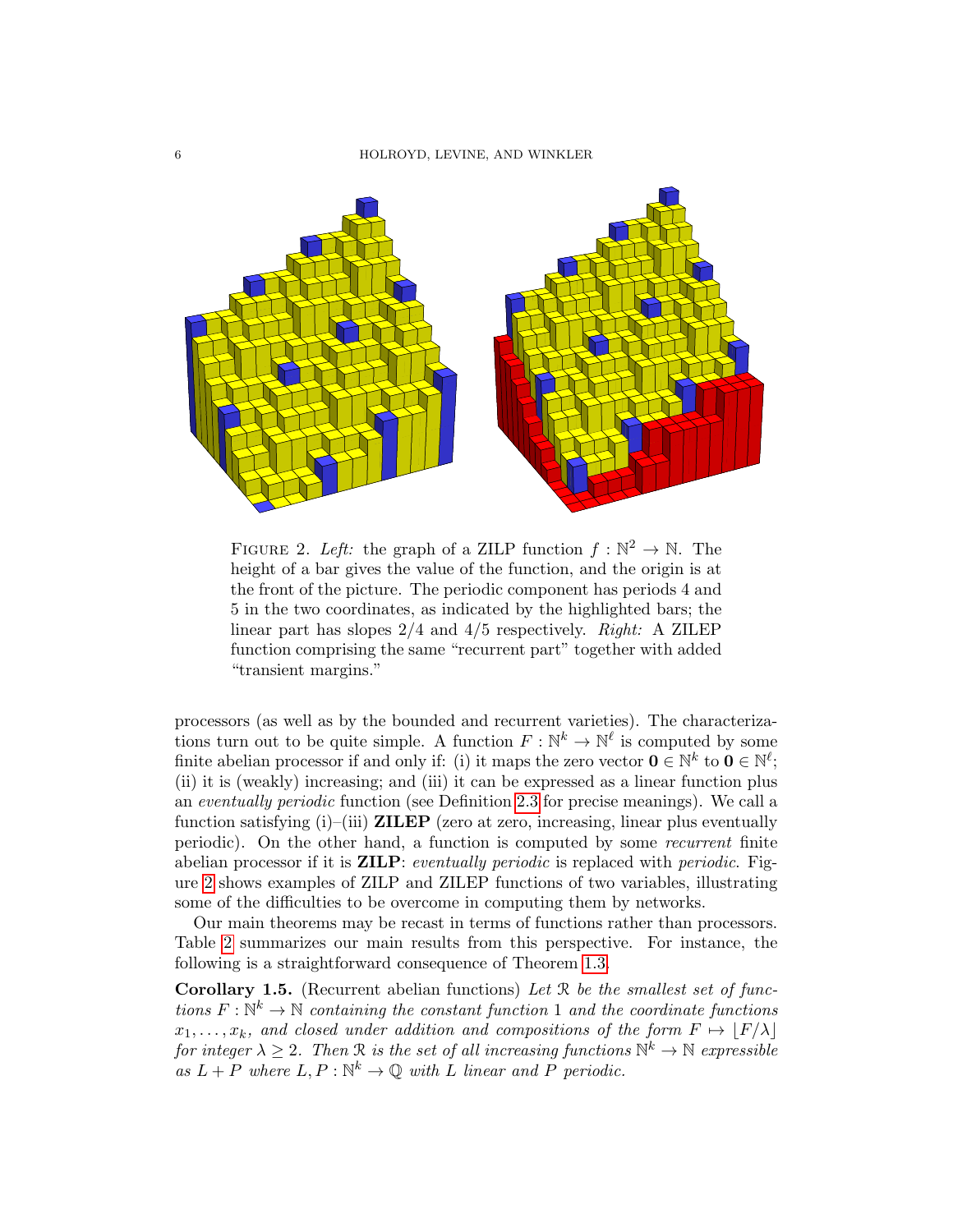FIGURE 2. *Left:* the graph of a ZILP function $f : \mathbb{N}^2 \to \mathbb{N}$. The height of a bar gives the value of the function, and the origin is at the front of the picture. The periodic component has periods 4 and 5 in the two coordinates, as indicated by the highlighted bars; the linear part has slopes 2/4 and 4/5 respectively. *Right:* A ZILEP function comprising the same "recurrent part" together with added "transient margins."

processors (as well as by the bounded and recurrent varieties). The characterizations turn out to be quite simple. A function $F : \mathbb{N}^k \to \mathbb{N}^\ell$ is computed by some finite abelian processor if and only if: (i) it maps the zero vector $\mathbf{0} \in \mathbb{N}^k$ to $\mathbf{0} \in \mathbb{N}^\ell$; (ii) it is (weakly) increasing; and (iii) it can be expressed as a linear function plus an *eventually periodic* function (see Definition 2.3 for precise meanings). We call a function satisfying (i)–(iii) **ZILEP** (zero at zero, increasing, linear plus eventually periodic). On the other hand, a function is computed by some *recurrent* finite abelian processor if it is **ZILP**: *eventually periodic* is replaced with *periodic*. Figure 2 shows examples of ZILP and ZILEP functions of two variables, illustrating some of the difficulties to be overcome in computing them by networks.

Our main theorems may be recast in terms of functions rather than processors. Table 2 summarizes our main results from this perspective. For instance, the following is a straightforward consequence of Theorem 1.3.

**Corollary 1.5.** (Recurrent abelian functions) *Let $\mathcal{R}$ be the smallest set of functions $F : \mathbb{N}^k \to \mathbb{N}$ containing the constant function 1 and the coordinate functions $x_1, \ldots, x_k$, and closed under addition and compositions of the form $F \mapsto \lfloor F/\lambda \rfloor$ for integer $\lambda \geq 2$. Then $\mathcal{R}$ is the set of all increasing functions $\mathbb{N}^k \to \mathbb{N}$ expressible as $L + P$ where $L, P : \mathbb{N}^k \to \mathbb{Q}$ with $L$ linear and $P$ periodic.*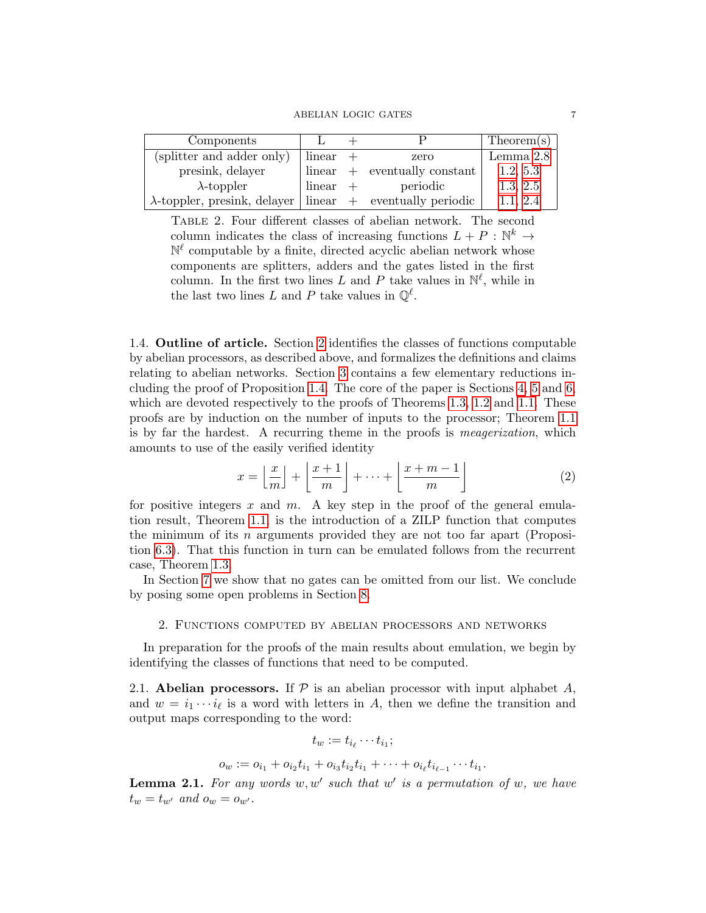| Components | L | + | P | Theorem(s) |
|---|---|---|---|---|
| (splitter and adder only) | linear | + | zero | Lemma 2.8 |
| presink, delayer | linear | + | eventually constant | 1.2, 5.3 |
| $\lambda$-toppler | linear | + | periodic | 1.3, 2.5 |
| $\lambda$-toppler, presink, delayer | linear | + | eventually periodic | 1.1, 2.4 |

Table 2. Four different classes of abelian network. The second column indicates the class of increasing functions $L + P : \mathbb{N}^k \to \mathbb{N}^\ell$ computable by a finite, directed acyclic abelian network whose components are splitters, adders and the gates listed in the first column. In the first two lines $L$ and $P$ take values in $\mathbb{N}^\ell$, while in the last two lines $L$ and $P$ take values in $\mathbb{Q}^\ell$.

1.4. **Outline of article.** Section 2 identifies the classes of functions computable by abelian processors, as described above, and formalizes the definitions and claims relating to abelian networks. Section 3 contains a few elementary reductions including the proof of Proposition 1.4. The core of the paper is Sections 4, 5 and 6, which are devoted respectively to the proofs of Theorems 1.3, 1.2 and 1.1. These proofs are by induction on the number of inputs to the processor; Theorem 1.1 is by far the hardest. A recurring theme in the proofs is *meagerization*, which amounts to use of the easily verified identity

$$x = \left\lfloor \frac{x}{m} \right\rfloor + \left\lfloor \frac{x+1}{m} \right\rfloor + \cdots + \left\lfloor \frac{x+m-1}{m} \right\rfloor \tag{2}$$

for positive integers $x$ and $m$. A key step in the proof of the general emulation result, Theorem 1.1, is the introduction of a ZILP function that computes the minimum of its $n$ arguments provided they are not too far apart (Proposition 6.3). That this function in turn can be emulated follows from the recurrent case, Theorem 1.3.

In Section 7 we show that no gates can be omitted from our list. We conclude by posing some open problems in Section 8.

## 2. Functions computed by abelian processors and networks

In preparation for the proofs of the main results about emulation, we begin by identifying the classes of functions that need to be computed.

2.1. **Abelian processors.** If $\mathcal{P}$ is an abelian processor with input alphabet $A$, and $w = i_1 \cdots i_\ell$ is a word with letters in $A$, then we define the transition and output maps corresponding to the word:

$$t_w := t_{i_\ell} \cdots t_{i_1};$$

$$o_w := o_{i_1} + o_{i_2} t_{i_1} + o_{i_3} t_{i_2} t_{i_1} + \cdots + o_{i_\ell} t_{i_{\ell-1}} \cdots t_{i_1}.$$

**Lemma 2.1.** *For any words $w, w'$ such that $w'$ is a permutation of $w$, we have $t_w = t_{w'}$ and $o_w = o_{w'}$.*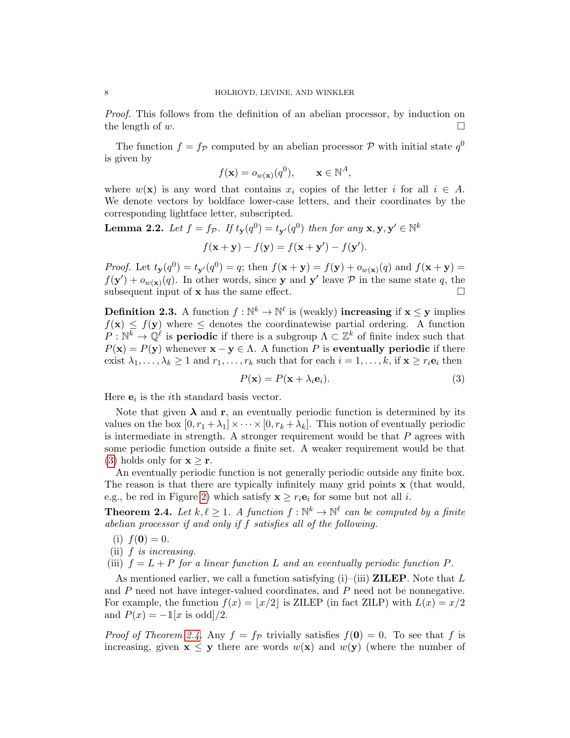*Proof.* This follows from the definition of an abelian processor, by induction on the length of $w$. $\square$

The function $f = f_{\mathcal{P}}$ computed by an abelian processor $\mathcal{P}$ with initial state $q^0$ is given by

$$f(\mathbf{x}) = o_{w(\mathbf{x})}(q^0), \qquad \mathbf{x} \in \mathbb{N}^A,$$

where $w(\mathbf{x})$ is any word that contains $x_i$ copies of the letter $i$ for all $i \in A$. We denote vectors by boldface lower-case letters, and their coordinates by the corresponding lightface letter, subscripted.

**Lemma 2.2.** *Let $f = f_{\mathcal{P}}$. If $t_{\mathbf{y}}(q^0) = t_{\mathbf{y}'}(q^0)$ then for any $\mathbf{x}, \mathbf{y}, \mathbf{y}' \in \mathbb{N}^k$*

$$f(\mathbf{x} + \mathbf{y}) - f(\mathbf{y}) = f(\mathbf{x} + \mathbf{y}') - f(\mathbf{y}').$$

*Proof.* Let $t_{\mathbf{y}}(q^0) = t_{\mathbf{y}'}(q^0) = q$; then $f(\mathbf{x}+\mathbf{y}) = f(\mathbf{y}) + o_{w(\mathbf{x})}(q)$ and $f(\mathbf{x}+\mathbf{y}) = f(\mathbf{y}') + o_{w(\mathbf{x})}(q)$. In other words, since $\mathbf{y}$ and $\mathbf{y}'$ leave $\mathcal{P}$ in the same state $q$, the subsequent input of $\mathbf{x}$ has the same effect. $\square$

**Definition 2.3.** A function $f : \mathbb{N}^k \to \mathbb{N}^\ell$ is (weakly) **increasing** if $\mathbf{x} \le \mathbf{y}$ implies $f(\mathbf{x}) \le f(\mathbf{y})$ where $\le$ denotes the coordinatewise partial ordering. A function $P : \mathbb{N}^k \to \mathbb{Q}^\ell$ is **periodic** if there is a subgroup $\Lambda \subset \mathbb{Z}^k$ of finite index such that $P(\mathbf{x}) = P(\mathbf{y})$ whenever $\mathbf{x} - \mathbf{y} \in \Lambda$. A function $P$ is **eventually periodic** if there exist $\lambda_1, \ldots, \lambda_k \ge 1$ and $r_1, \ldots, r_k$ such that for each $i = 1, \ldots, k$, if $\mathbf{x} \ge r_i \mathbf{e}_i$ then

$$P(\mathbf{x}) = P(\mathbf{x} + \lambda_i \mathbf{e}_i). \tag{3}$$

Here $\mathbf{e}_i$ is the $i$th standard basis vector.

Note that given $\boldsymbol{\lambda}$ and $\mathbf{r}$, an eventually periodic function is determined by its values on the box $[0, r_1 + \lambda_1] \times \cdots \times [0, r_k + \lambda_k]$. This notion of eventually periodic is intermediate in strength. A stronger requirement would be that $P$ agrees with some periodic function outside a finite set. A weaker requirement would be that (3) holds only for $\mathbf{x} \ge \mathbf{r}$.

An eventually periodic function is not generally periodic outside any finite box. The reason is that there are typically infinitely many grid points $\mathbf{x}$ (that would, e.g., be red in Figure 2) which satisfy $\mathbf{x} \ge r_i \mathbf{e}_i$ for some but not all $i$.

**Theorem 2.4.** *Let $k, \ell \ge 1$. A function $f : \mathbb{N}^k \to \mathbb{N}^\ell$ can be computed by a finite abelian processor if and only if $f$ satisfies all of the following.*

(i) $f(\mathbf{0}) = 0$.
(ii) *$f$ is increasing.*
(iii) *$f = L + P$ for a linear function $L$ and an eventually periodic function $P$.*

As mentioned earlier, we call a function satisfying (i)–(iii) **ZILEP**. Note that $L$ and $P$ need not have integer-valued coordinates, and $P$ need not be nonnegative. For example, the function $f(x) = \lfloor x/2 \rfloor$ is ZILEP (in fact ZILP) with $L(x) = x/2$ and $P(x) = -\mathbb{1}[x \text{ is odd}]/2$.

*Proof of Theorem 2.4.* Any $f = f_{\mathcal{P}}$ trivially satisfies $f(\mathbf{0}) = 0$. To see that $f$ is increasing, given $\mathbf{x} \le \mathbf{y}$ there are words $w(\mathbf{x})$ and $w(\mathbf{y})$ (where the number of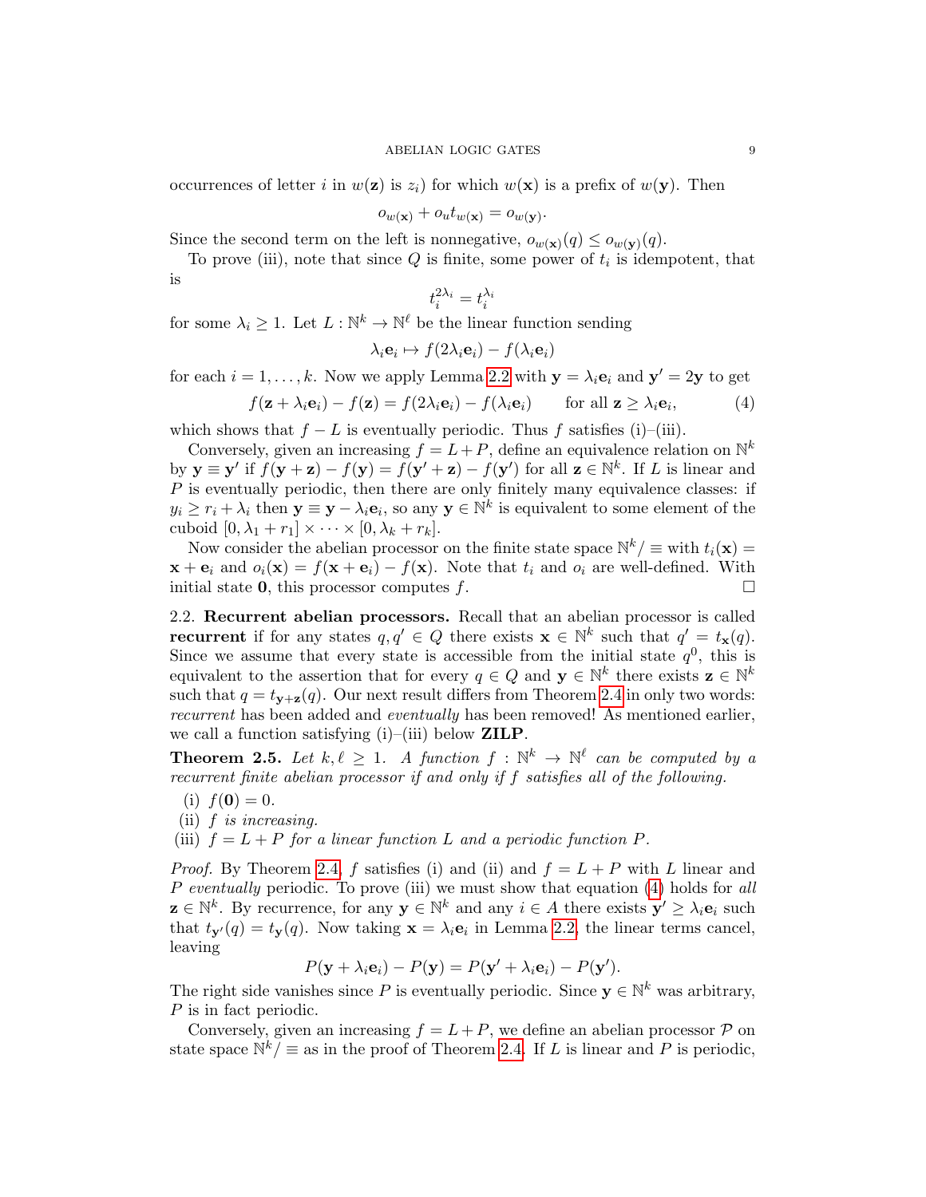occurrences of letter $i$ in $w(\mathbf{z})$ is $z_i$) for which $w(\mathbf{x})$ is a prefix of $w(\mathbf{y})$. Then

$$o_{w(\mathbf{x})} + o_u t_{w(\mathbf{x})} = o_{w(\mathbf{y})}.$$

Since the second term on the left is nonnegative, $o_{w(\mathbf{x})}(q) \leq o_{w(\mathbf{y})}(q)$.

To prove (iii), note that since $Q$ is finite, some power of $t_i$ is idempotent, that is

$$t_i^{2\lambda_i} = t_i^{\lambda_i}$$

for some $\lambda_i \geq 1$. Let $L : \mathbb{N}^k \to \mathbb{N}^\ell$ be the linear function sending

$$\lambda_i \mathbf{e}_i \mapsto f(2\lambda_i \mathbf{e}_i) - f(\lambda_i \mathbf{e}_i)$$

for each $i = 1, \ldots, k$. Now we apply Lemma 2.2 with $\mathbf{y} = \lambda_i \mathbf{e}_i$ and $\mathbf{y}' = 2\mathbf{y}$ to get

$$f(\mathbf{z} + \lambda_i \mathbf{e}_i) - f(\mathbf{z}) = f(2\lambda_i \mathbf{e}_i) - f(\lambda_i \mathbf{e}_i) \qquad \text{for all } \mathbf{z} \geq \lambda_i \mathbf{e}_i, \tag{4}$$

which shows that $f - L$ is eventually periodic. Thus $f$ satisfies (i)–(iii).

Conversely, given an increasing $f = L + P$, define an equivalence relation on $\mathbb{N}^k$ by $\mathbf{y} \equiv \mathbf{y}'$ if $f(\mathbf{y} + \mathbf{z}) - f(\mathbf{y}) = f(\mathbf{y}' + \mathbf{z}) - f(\mathbf{y}')$ for all $\mathbf{z} \in \mathbb{N}^k$. If $L$ is linear and $P$ is eventually periodic, then there are only finitely many equivalence classes: if $y_i \geq r_i + \lambda_i$ then $\mathbf{y} \equiv \mathbf{y} - \lambda_i \mathbf{e}_i$, so any $\mathbf{y} \in \mathbb{N}^k$ is equivalent to some element of the cuboid $[0, \lambda_1 + r_1] \times \cdots \times [0, \lambda_k + r_k]$.

Now consider the abelian processor on the finite state space $\mathbb{N}^k/\equiv$ with $t_i(\mathbf{x}) = \mathbf{x} + \mathbf{e}_i$ and $o_i(\mathbf{x}) = f(\mathbf{x} + \mathbf{e}_i) - f(\mathbf{x})$. Note that $t_i$ and $o_i$ are well-defined. With initial state $\mathbf{0}$, this processor computes $f$. ∎

2.2. **Recurrent abelian processors.** Recall that an abelian processor is called **recurrent** if for any states $q, q' \in Q$ there exists $\mathbf{x} \in \mathbb{N}^k$ such that $q' = t_{\mathbf{x}}(q)$. Since we assume that every state is accessible from the initial state $q^0$, this is equivalent to the assertion that for every $q \in Q$ and $\mathbf{y} \in \mathbb{N}^k$ there exists $\mathbf{z} \in \mathbb{N}^k$ such that $q = t_{\mathbf{y}+\mathbf{z}}(q)$. Our next result differs from Theorem 2.4 in only two words: *recurrent* has been added and *eventually* has been removed! As mentioned earlier, we call a function satisfying (i)–(iii) below **ZILP**.

**Theorem 2.5.** *Let $k, \ell \geq 1$. A function $f : \mathbb{N}^k \to \mathbb{N}^\ell$ can be computed by a recurrent finite abelian processor if and only if $f$ satisfies all of the following.*

- (i) $f(\mathbf{0}) = 0$.
- (ii) *$f$ is increasing.*
- (iii) *$f = L + P$ for a linear function $L$ and a periodic function $P$.*

*Proof.* By Theorem 2.4, $f$ satisfies (i) and (ii) and $f = L + P$ with $L$ linear and $P$ *eventually* periodic. To prove (iii) we must show that equation (4) holds for *all* $\mathbf{z} \in \mathbb{N}^k$. By recurrence, for any $\mathbf{y} \in \mathbb{N}^k$ and any $i \in A$ there exists $\mathbf{y}' \geq \lambda_i \mathbf{e}_i$ such that $t_{\mathbf{y}'}(q) = t_{\mathbf{y}}(q)$. Now taking $\mathbf{x} = \lambda_i \mathbf{e}_i$ in Lemma 2.2, the linear terms cancel, leaving

$$P(\mathbf{y} + \lambda_i \mathbf{e}_i) - P(\mathbf{y}) = P(\mathbf{y}' + \lambda_i \mathbf{e}_i) - P(\mathbf{y}').$$

The right side vanishes since $P$ is eventually periodic. Since $\mathbf{y} \in \mathbb{N}^k$ was arbitrary, $P$ is in fact periodic.

Conversely, given an increasing $f = L + P$, we define an abelian processor $\mathcal{P}$ on state space $\mathbb{N}^k/\equiv$ as in the proof of Theorem 2.4. If $L$ is linear and $P$ is periodic,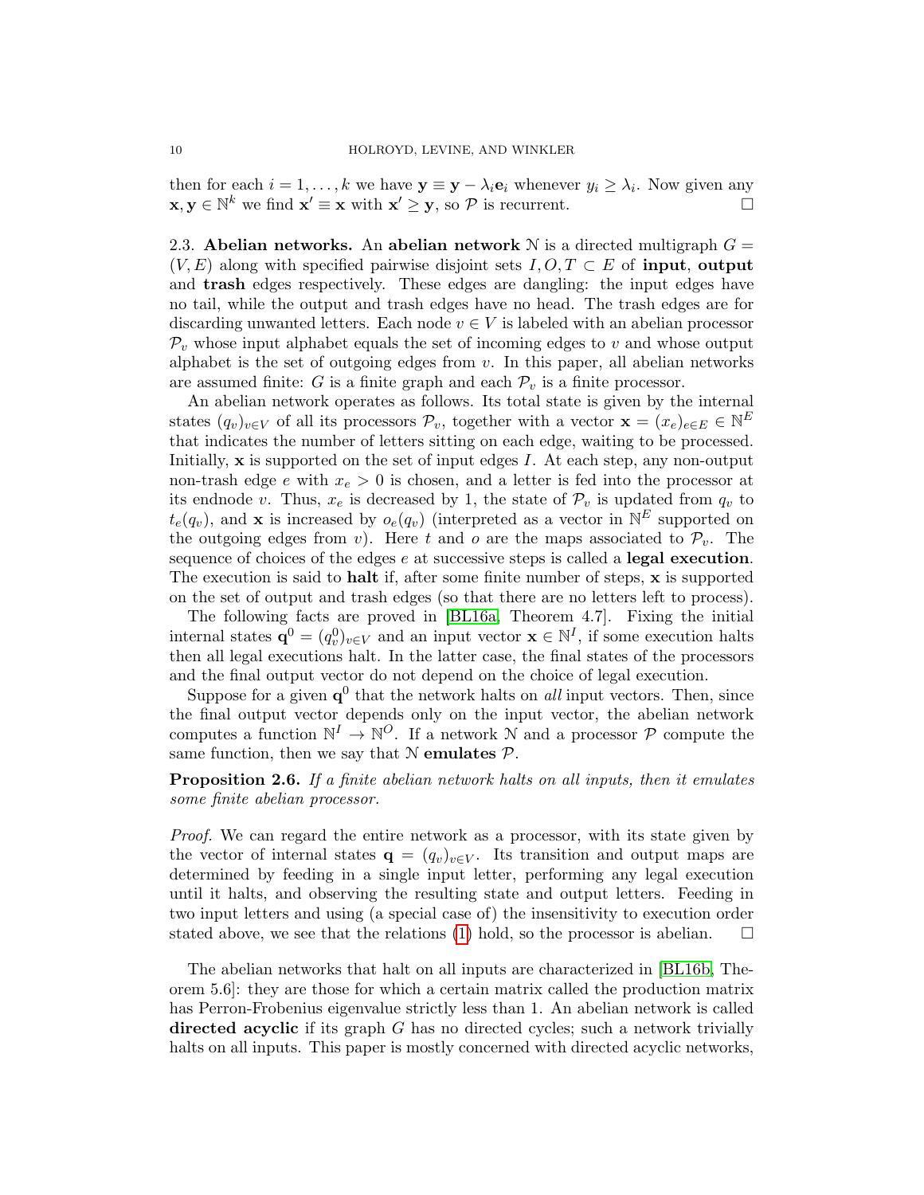then for each $i = 1, \ldots, k$ we have $\mathbf{y} \equiv \mathbf{y} - \lambda_i \mathbf{e}_i$ whenever $y_i \geq \lambda_i$. Now given any $\mathbf{x}, \mathbf{y} \in \mathbb{N}^k$ we find $\mathbf{x}' \equiv \mathbf{x}$ with $\mathbf{x}' \geq \mathbf{y}$, so $\mathcal{P}$ is recurrent. □

2.3. **Abelian networks.** An **abelian network** $\mathcal{N}$ is a directed multigraph $G = (V, E)$ along with specified pairwise disjoint sets $I, O, T \subset E$ of **input**, **output** and **trash** edges respectively. These edges are dangling: the input edges have no tail, while the output and trash edges have no head. The trash edges are for discarding unwanted letters. Each node $v \in V$ is labeled with an abelian processor $\mathcal{P}_v$ whose input alphabet equals the set of incoming edges to $v$ and whose output alphabet is the set of outgoing edges from $v$. In this paper, all abelian networks are assumed finite: $G$ is a finite graph and each $\mathcal{P}_v$ is a finite processor.

An abelian network operates as follows. Its total state is given by the internal states $(q_v)_{v \in V}$ of all its processors $\mathcal{P}_v$, together with a vector $\mathbf{x} = (x_e)_{e \in E} \in \mathbb{N}^E$ that indicates the number of letters sitting on each edge, waiting to be processed. Initially, $\mathbf{x}$ is supported on the set of input edges $I$. At each step, any non-output non-trash edge $e$ with $x_e > 0$ is chosen, and a letter is fed into the processor at its endnode $v$. Thus, $x_e$ is decreased by 1, the state of $\mathcal{P}_v$ is updated from $q_v$ to $t_e(q_v)$, and $\mathbf{x}$ is increased by $o_e(q_v)$ (interpreted as a vector in $\mathbb{N}^E$ supported on the outgoing edges from $v$). Here $t$ and $o$ are the maps associated to $\mathcal{P}_v$. The sequence of choices of the edges $e$ at successive steps is called a **legal execution**. The execution is said to **halt** if, after some finite number of steps, $\mathbf{x}$ is supported on the set of output and trash edges (so that there are no letters left to process).

The following facts are proved in [BL16a, Theorem 4.7]. Fixing the initial internal states $\mathbf{q}^0 = (q_v^0)_{v \in V}$ and an input vector $\mathbf{x} \in \mathbb{N}^I$, if some execution halts then all legal executions halt. In the latter case, the final states of the processors and the final output vector do not depend on the choice of legal execution.

Suppose for a given $\mathbf{q}^0$ that the network halts on *all* input vectors. Then, since the final output vector depends only on the input vector, the abelian network computes a function $\mathbb{N}^I \to \mathbb{N}^O$. If a network $\mathcal{N}$ and a processor $\mathcal{P}$ compute the same function, then we say that $\mathcal{N}$ **emulates** $\mathcal{P}$.

**Proposition 2.6.** *If a finite abelian network halts on all inputs, then it emulates some finite abelian processor.*

*Proof.* We can regard the entire network as a processor, with its state given by the vector of internal states $\mathbf{q} = (q_v)_{v \in V}$. Its transition and output maps are determined by feeding in a single input letter, performing any legal execution until it halts, and observing the resulting state and output letters. Feeding in two input letters and using (a special case of) the insensitivity to execution order stated above, we see that the relations (1) hold, so the processor is abelian. □

The abelian networks that halt on all inputs are characterized in [BL16b, Theorem 5.6]: they are those for which a certain matrix called the production matrix has Perron-Frobenius eigenvalue strictly less than 1. An abelian network is called **directed acyclic** if its graph $G$ has no directed cycles; such a network trivially halts on all inputs. This paper is mostly concerned with directed acyclic networks,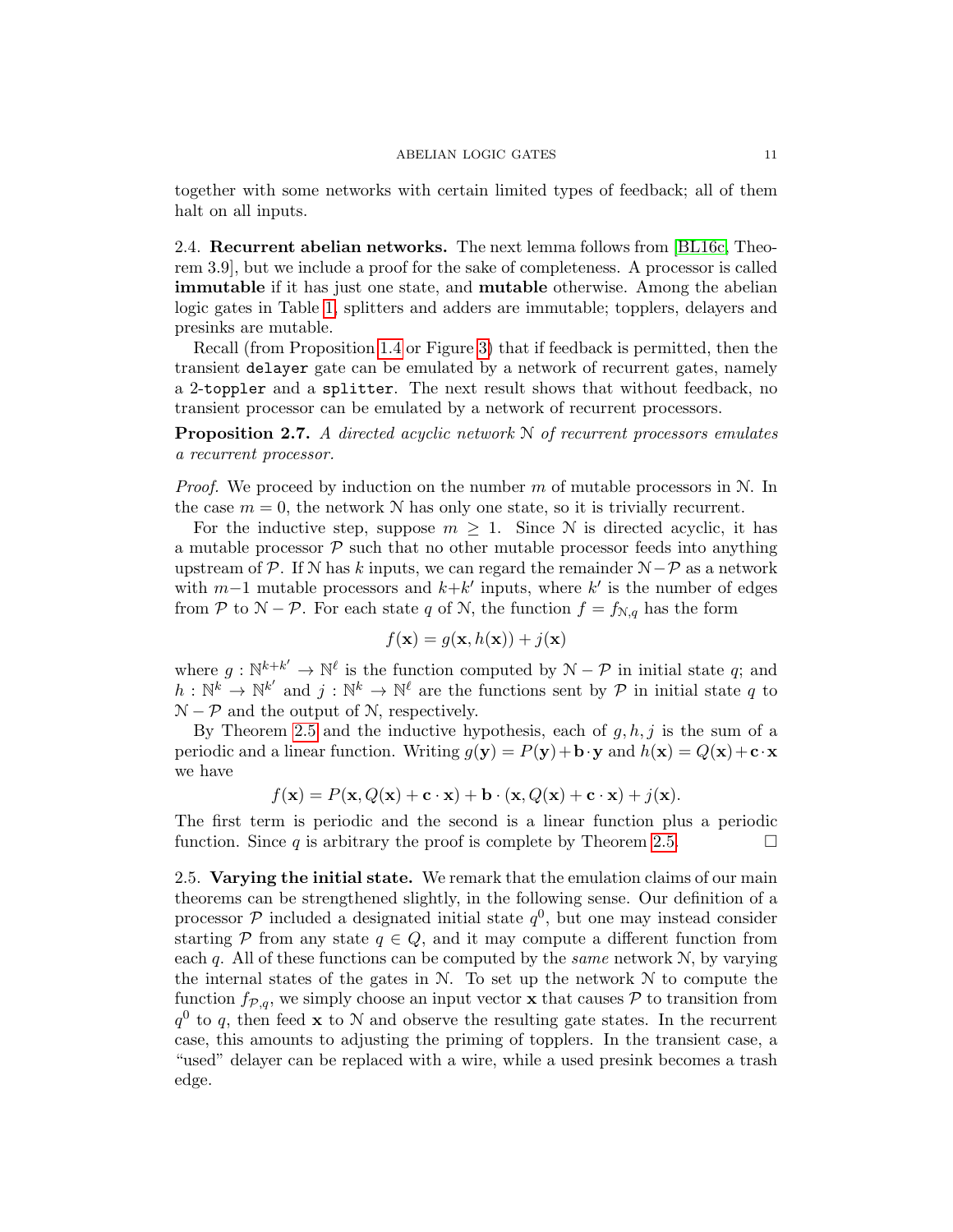together with some networks with certain limited types of feedback; all of them halt on all inputs.

2.4. **Recurrent abelian networks.** The next lemma follows from [BL16c, Theorem 3.9], but we include a proof for the sake of completeness. A processor is called **immutable** if it has just one state, and **mutable** otherwise. Among the abelian logic gates in Table 1, splitters and adders are immutable; topplers, delayers and presinks are mutable.

Recall (from Proposition 1.4 or Figure 3) that if feedback is permitted, then the transient `delayer` gate can be emulated by a network of recurrent gates, namely a 2-`toppler` and a `splitter`. The next result shows that without feedback, no transient processor can be emulated by a network of recurrent processors.

**Proposition 2.7.** *A directed acyclic network $\mathcal{N}$ of recurrent processors emulates a recurrent processor.*

*Proof.* We proceed by induction on the number $m$ of mutable processors in $\mathcal{N}$. In the case $m = 0$, the network $\mathcal{N}$ has only one state, so it is trivially recurrent.

For the inductive step, suppose $m \geq 1$. Since $\mathcal{N}$ is directed acyclic, it has a mutable processor $\mathcal{P}$ such that no other mutable processor feeds into anything upstream of $\mathcal{P}$. If $\mathcal{N}$ has $k$ inputs, we can regard the remainder $\mathcal{N}-\mathcal{P}$ as a network with $m-1$ mutable processors and $k+k'$ inputs, where $k'$ is the number of edges from $\mathcal{P}$ to $\mathcal{N}-\mathcal{P}$. For each state $q$ of $\mathcal{N}$, the function $f = f_{\mathcal{N},q}$ has the form

$$f(\mathbf{x}) = g(\mathbf{x}, h(\mathbf{x})) + j(\mathbf{x})$$

where $g : \mathbb{N}^{k+k'} \to \mathbb{N}^{\ell}$ is the function computed by $\mathcal{N} - \mathcal{P}$ in initial state $q$; and $h : \mathbb{N}^k \to \mathbb{N}^{k'}$ and $j : \mathbb{N}^k \to \mathbb{N}^{\ell}$ are the functions sent by $\mathcal{P}$ in initial state $q$ to $\mathcal{N} - \mathcal{P}$ and the output of $\mathcal{N}$, respectively.

By Theorem 2.5 and the inductive hypothesis, each of $g, h, j$ is the sum of a periodic and a linear function. Writing $g(\mathbf{y}) = P(\mathbf{y}) + \mathbf{b} \cdot \mathbf{y}$ and $h(\mathbf{x}) = Q(\mathbf{x}) + \mathbf{c} \cdot \mathbf{x}$ we have

$$f(\mathbf{x}) = P(\mathbf{x}, Q(\mathbf{x}) + \mathbf{c} \cdot \mathbf{x}) + \mathbf{b} \cdot (\mathbf{x}, Q(\mathbf{x}) + \mathbf{c} \cdot \mathbf{x}) + j(\mathbf{x}).$$

The first term is periodic and the second is a linear function plus a periodic function. Since $q$ is arbitrary the proof is complete by Theorem 2.5. $\square$

2.5. **Varying the initial state.** We remark that the emulation claims of our main theorems can be strengthened slightly, in the following sense. Our definition of a processor $\mathcal{P}$ included a designated initial state $q^0$, but one may instead consider starting $\mathcal{P}$ from any state $q \in Q$, and it may compute a different function from each $q$. All of these functions can be computed by the *same* network $\mathcal{N}$, by varying the internal states of the gates in $\mathcal{N}$. To set up the network $\mathcal{N}$ to compute the function $f_{\mathcal{P},q}$, we simply choose an input vector $\mathbf{x}$ that causes $\mathcal{P}$ to transition from $q^0$ to $q$, then feed $\mathbf{x}$ to $\mathcal{N}$ and observe the resulting gate states. In the recurrent case, this amounts to adjusting the priming of topplers. In the transient case, a "used" delayer can be replaced with a wire, while a used presink becomes a trash edge.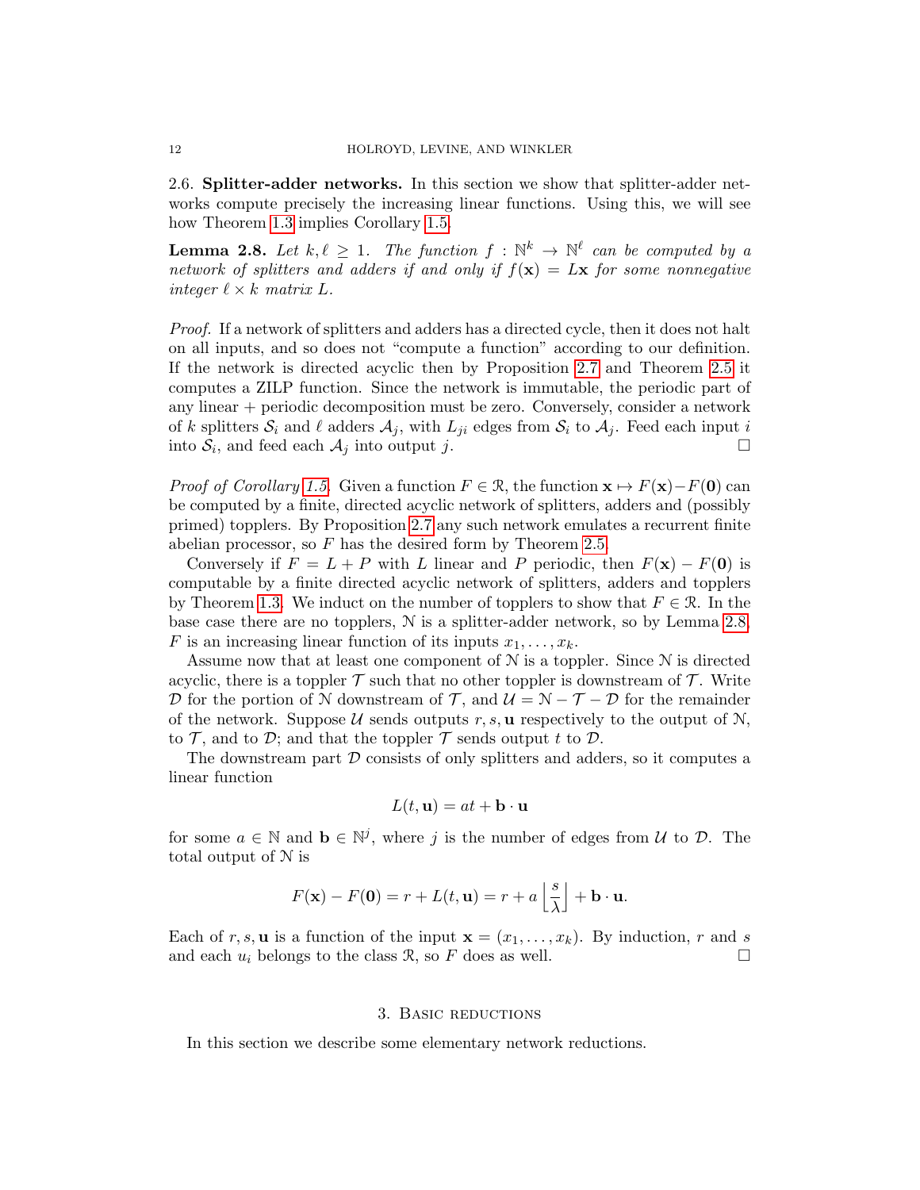## 2.6. Splitter-adder networks.

In this section we show that splitter-adder networks compute precisely the increasing linear functions. Using this, we will see how Theorem 1.3 implies Corollary 1.5.

**Lemma 2.8.** *Let $k, \ell \geq 1$. The function $f : \mathbb{N}^k \to \mathbb{N}^\ell$ can be computed by a network of splitters and adders if and only if $f(\mathbf{x}) = L\mathbf{x}$ for some nonnegative integer $\ell \times k$ matrix $L$.*

*Proof.* If a network of splitters and adders has a directed cycle, then it does not halt on all inputs, and so does not "compute a function" according to our definition. If the network is directed acyclic then by Proposition 2.7 and Theorem 2.5 it computes a ZILP function. Since the network is immutable, the periodic part of any linear + periodic decomposition must be zero. Conversely, consider a network of $k$ splitters $\mathcal{S}_i$ and $\ell$ adders $\mathcal{A}_j$, with $L_{ji}$ edges from $\mathcal{S}_i$ to $\mathcal{A}_j$. Feed each input $i$ into $\mathcal{S}_i$, and feed each $\mathcal{A}_j$ into output $j$. $\square$

*Proof of Corollary 1.5.* Given a function $F \in \mathcal{R}$, the function $\mathbf{x} \mapsto F(\mathbf{x}) - F(\mathbf{0})$ can be computed by a finite, directed acyclic network of splitters, adders and (possibly primed) topplers. By Proposition 2.7 any such network emulates a recurrent finite abelian processor, so $F$ has the desired form by Theorem 2.5.

Conversely if $F = L + P$ with $L$ linear and $P$ periodic, then $F(\mathbf{x}) - F(\mathbf{0})$ is computable by a finite directed acyclic network of splitters, adders and topplers by Theorem 1.3. We induct on the number of topplers to show that $F \in \mathcal{R}$. In the base case there are no topplers, $\mathcal{N}$ is a splitter-adder network, so by Lemma 2.8, $F$ is an increasing linear function of its inputs $x_1, \ldots, x_k$.

Assume now that at least one component of $\mathcal{N}$ is a toppler. Since $\mathcal{N}$ is directed acyclic, there is a toppler $\mathcal{T}$ such that no other toppler is downstream of $\mathcal{T}$. Write $\mathcal{D}$ for the portion of $\mathcal{N}$ downstream of $\mathcal{T}$, and $\mathcal{U} = \mathcal{N} - \mathcal{T} - \mathcal{D}$ for the remainder of the network. Suppose $\mathcal{U}$ sends outputs $r, s, \mathbf{u}$ respectively to the output of $\mathcal{N}$, to $\mathcal{T}$, and to $\mathcal{D}$; and that the toppler $\mathcal{T}$ sends output $t$ to $\mathcal{D}$.

The downstream part $\mathcal{D}$ consists of only splitters and adders, so it computes a linear function

$$L(t, \mathbf{u}) = at + \mathbf{b} \cdot \mathbf{u}$$

for some $a \in \mathbb{N}$ and $\mathbf{b} \in \mathbb{N}^j$, where $j$ is the number of edges from $\mathcal{U}$ to $\mathcal{D}$. The total output of $\mathcal{N}$ is

$$F(\mathbf{x}) - F(\mathbf{0}) = r + L(t, \mathbf{u}) = r + a \left\lfloor \frac{s}{\lambda} \right\rfloor + \mathbf{b} \cdot \mathbf{u}.$$

Each of $r, s, \mathbf{u}$ is a function of the input $\mathbf{x} = (x_1, \ldots, x_k)$. By induction, $r$ and $s$ and each $u_i$ belongs to the class $\mathcal{R}$, so $F$ does as well. $\square$

# 3. Basic reductions

In this section we describe some elementary network reductions.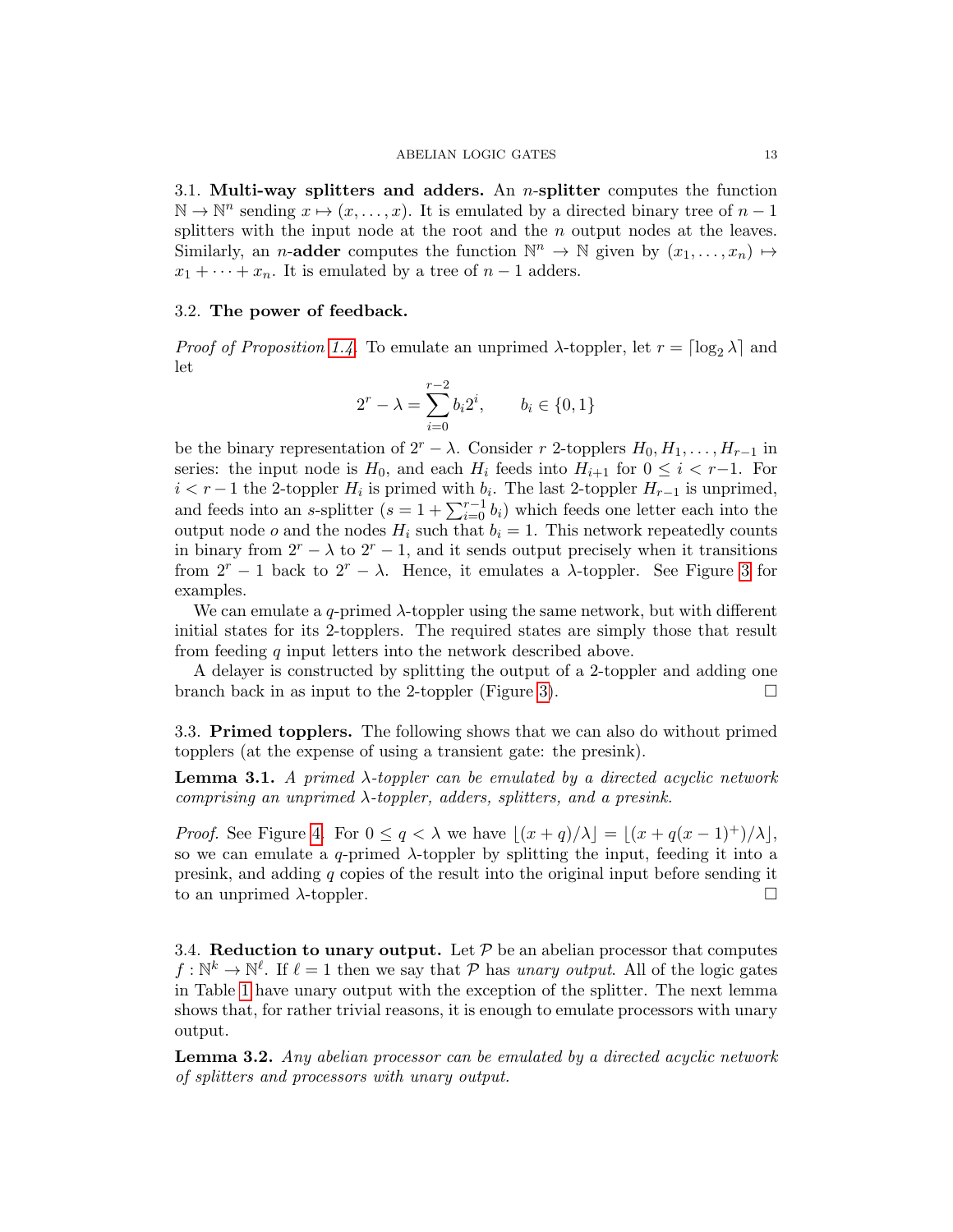3.1. **Multi-way splitters and adders.** An $n$-**splitter** computes the function $\mathbb{N} \to \mathbb{N}^n$ sending $x \mapsto (x, \dots, x)$. It is emulated by a directed binary tree of $n-1$ splitters with the input node at the root and the $n$ output nodes at the leaves. Similarly, an $n$-**adder** computes the function $\mathbb{N}^n \to \mathbb{N}$ given by $(x_1, \dots, x_n) \mapsto x_1 + \cdots + x_n$. It is emulated by a tree of $n-1$ adders.

3.2. **The power of feedback.**

*Proof of Proposition 1.4.* To emulate an unprimed $\lambda$-toppler, let $r = \lceil \log_2 \lambda \rceil$ and let

$$2^r - \lambda = \sum_{i=0}^{r-2} b_i 2^i, \qquad b_i \in \{0, 1\}$$

be the binary representation of $2^r - \lambda$. Consider $r$ 2-topplers $H_0, H_1, \dots, H_{r-1}$ in series: the input node is $H_0$, and each $H_i$ feeds into $H_{i+1}$ for $0 \le i < r-1$. For $i < r-1$ the 2-toppler $H_i$ is primed with $b_i$. The last 2-toppler $H_{r-1}$ is unprimed, and feeds into an $s$-splitter ($s = 1 + \sum_{i=0}^{r-1} b_i$) which feeds one letter each into the output node $o$ and the nodes $H_i$ such that $b_i = 1$. This network repeatedly counts in binary from $2^r - \lambda$ to $2^r - 1$, and it sends output precisely when it transitions from $2^r - 1$ back to $2^r - \lambda$. Hence, it emulates a $\lambda$-toppler. See Figure 3 for examples.

We can emulate a $q$-primed $\lambda$-toppler using the same network, but with different initial states for its 2-topplers. The required states are simply those that result from feeding $q$ input letters into the network described above.

A delayer is constructed by splitting the output of a 2-toppler and adding one branch back in as input to the 2-toppler (Figure 3). □

3.3. **Primed topplers.** The following shows that we can also do without primed topplers (at the expense of using a transient gate: the presink).

**Lemma 3.1.** *A primed $\lambda$-toppler can be emulated by a directed acyclic network comprising an unprimed $\lambda$-toppler, adders, splitters, and a presink.*

*Proof.* See Figure 4. For $0 \le q < \lambda$ we have $\lfloor (x+q)/\lambda \rfloor = \lfloor (x + q(x-1)^+)/\lambda \rfloor$, so we can emulate a $q$-primed $\lambda$-toppler by splitting the input, feeding it into a presink, and adding $q$ copies of the result into the original input before sending it to an unprimed $\lambda$-toppler. □

3.4. **Reduction to unary output.** Let $\mathcal{P}$ be an abelian processor that computes $f : \mathbb{N}^k \to \mathbb{N}^\ell$. If $\ell = 1$ then we say that $\mathcal{P}$ has *unary output*. All of the logic gates in Table 1 have unary output with the exception of the splitter. The next lemma shows that, for rather trivial reasons, it is enough to emulate processors with unary output.

**Lemma 3.2.** *Any abelian processor can be emulated by a directed acyclic network of splitters and processors with unary output.*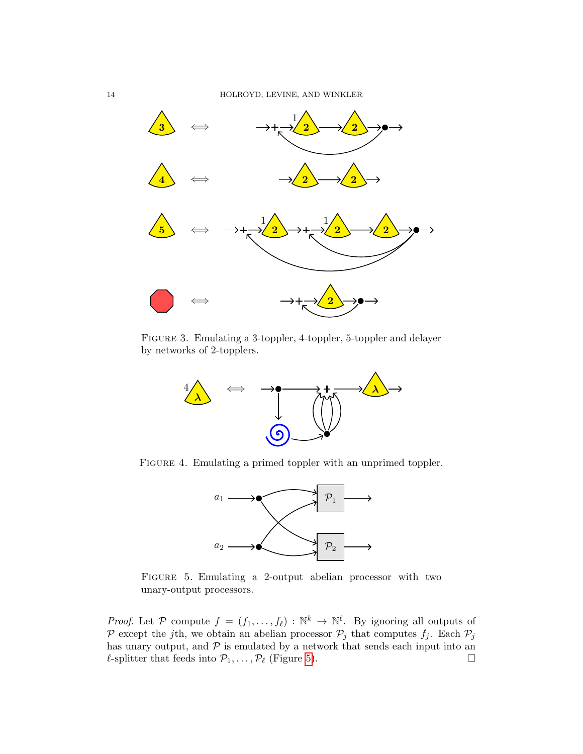Figure 3. Emulating a 3-toppler, 4-toppler, 5-toppler and delayer by networks of 2-topplers.

Figure 4. Emulating a primed toppler with an unprimed toppler.

Figure 5. Emulating a 2-output abelian processor with two unary-output processors.

*Proof.* Let $\mathcal{P}$ compute $f = (f_1, \dots, f_\ell) : \mathbb{N}^k \to \mathbb{N}^\ell$. By ignoring all outputs of $\mathcal{P}$ except the $j$th, we obtain an abelian processor $\mathcal{P}_j$ that computes $f_j$. Each $\mathcal{P}_j$ has unary output, and $\mathcal{P}$ is emulated by a network that sends each input into an $\ell$-splitter that feeds into $\mathcal{P}_1, \dots, \mathcal{P}_\ell$ (Figure 5). □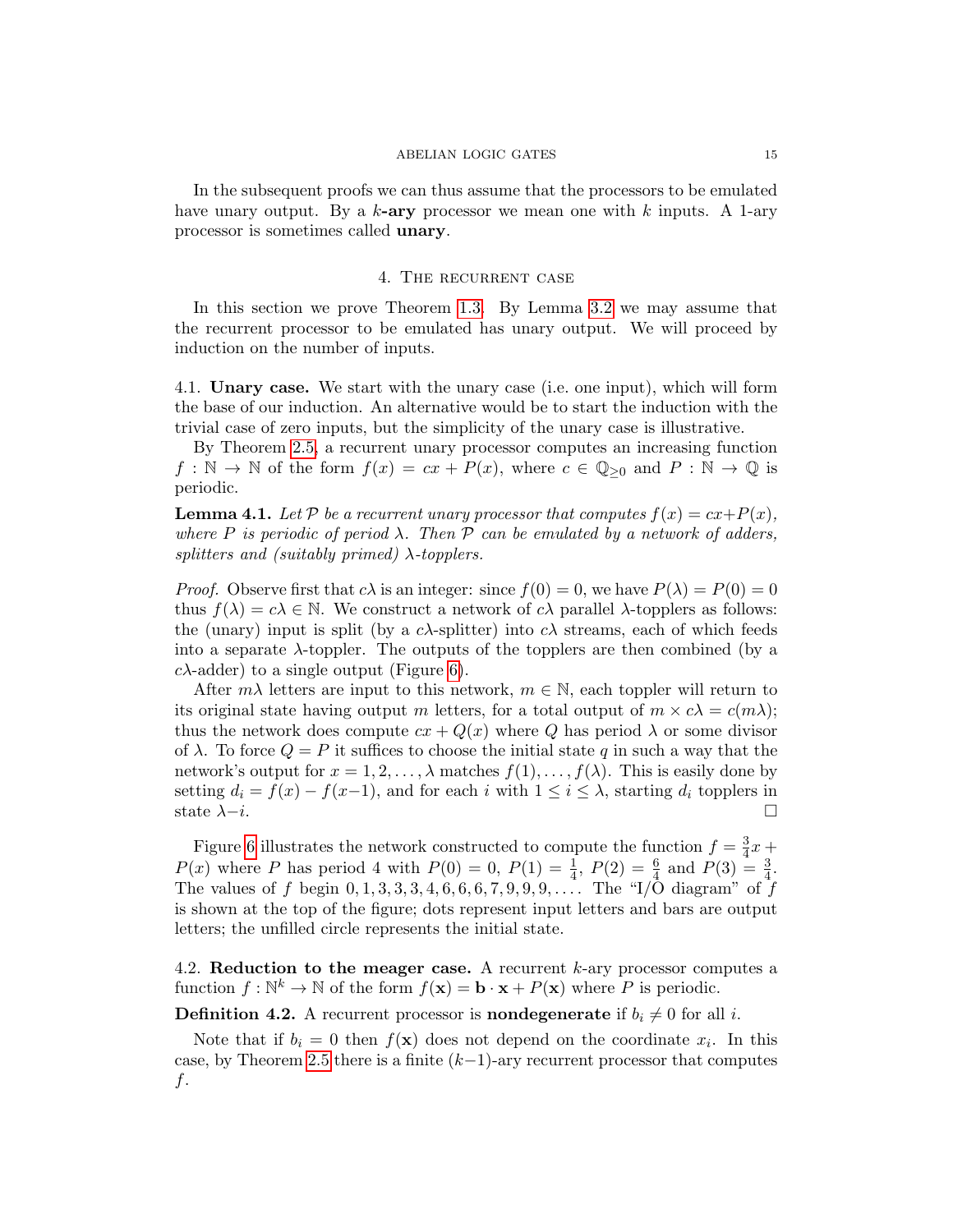In the subsequent proofs we can thus assume that the processors to be emulated have unary output. By a $k$**-ary** processor we mean one with $k$ inputs. A 1-ary processor is sometimes called **unary**.

## 4. The recurrent case

In this section we prove Theorem 1.3. By Lemma 3.2 we may assume that the recurrent processor to be emulated has unary output. We will proceed by induction on the number of inputs.

### 4.1. Unary case.

We start with the unary case (i.e. one input), which will form the base of our induction. An alternative would be to start the induction with the trivial case of zero inputs, but the simplicity of the unary case is illustrative.

By Theorem 2.5, a recurrent unary processor computes an increasing function $f : \mathbb{N} \to \mathbb{N}$ of the form $f(x) = cx + P(x)$, where $c \in \mathbb{Q}_{\geq 0}$ and $P : \mathbb{N} \to \mathbb{Q}$ is periodic.

**Lemma 4.1.** *Let $\mathcal{P}$ be a recurrent unary processor that computes $f(x) = cx+P(x)$, where $P$ is periodic of period $\lambda$. Then $\mathcal{P}$ can be emulated by a network of adders, splitters and (suitably primed) $\lambda$-topplers.*

*Proof.* Observe first that $c\lambda$ is an integer: since $f(0) = 0$, we have $P(\lambda) = P(0) = 0$ thus $f(\lambda) = c\lambda \in \mathbb{N}$. We construct a network of $c\lambda$ parallel $\lambda$-topplers as follows: the (unary) input is split (by a $c\lambda$-splitter) into $c\lambda$ streams, each of which feeds into a separate $\lambda$-toppler. The outputs of the topplers are then combined (by a $c\lambda$-adder) to a single output (Figure 6).

After $m\lambda$ letters are input to this network, $m \in \mathbb{N}$, each toppler will return to its original state having output $m$ letters, for a total output of $m \times c\lambda = c(m\lambda)$; thus the network does compute $cx + Q(x)$ where $Q$ has period $\lambda$ or some divisor of $\lambda$. To force $Q = P$ it suffices to choose the initial state $q$ in such a way that the network's output for $x = 1, 2, \ldots, \lambda$ matches $f(1), \ldots, f(\lambda)$. This is easily done by setting $d_i = f(x) - f(x-1)$, and for each $i$ with $1 \leq i \leq \lambda$, starting $d_i$ topplers in state $\lambda - i$. ☐

Figure 6 illustrates the network constructed to compute the function $f = \frac{3}{4}x + P(x)$ where $P$ has period 4 with $P(0) = 0$, $P(1) = \frac{1}{4}$, $P(2) = \frac{6}{4}$ and $P(3) = \frac{3}{4}$. The values of $f$ begin $0, 1, 3, 3, 3, 4, 6, 6, 6, 7, 9, 9, 9, \ldots$. The "I/O diagram" of $f$ is shown at the top of the figure; dots represent input letters and bars are output letters; the unfilled circle represents the initial state.

### 4.2. Reduction to the meager case.

A recurrent $k$-ary processor computes a function $f : \mathbb{N}^k \to \mathbb{N}$ of the form $f(\mathbf{x}) = \mathbf{b} \cdot \mathbf{x} + P(\mathbf{x})$ where $P$ is periodic.

**Definition 4.2.** A recurrent processor is **nondegenerate** if $b_i \neq 0$ for all $i$.

Note that if $b_i = 0$ then $f(\mathbf{x})$ does not depend on the coordinate $x_i$. In this case, by Theorem 2.5 there is a finite $(k-1)$-ary recurrent processor that computes $f$.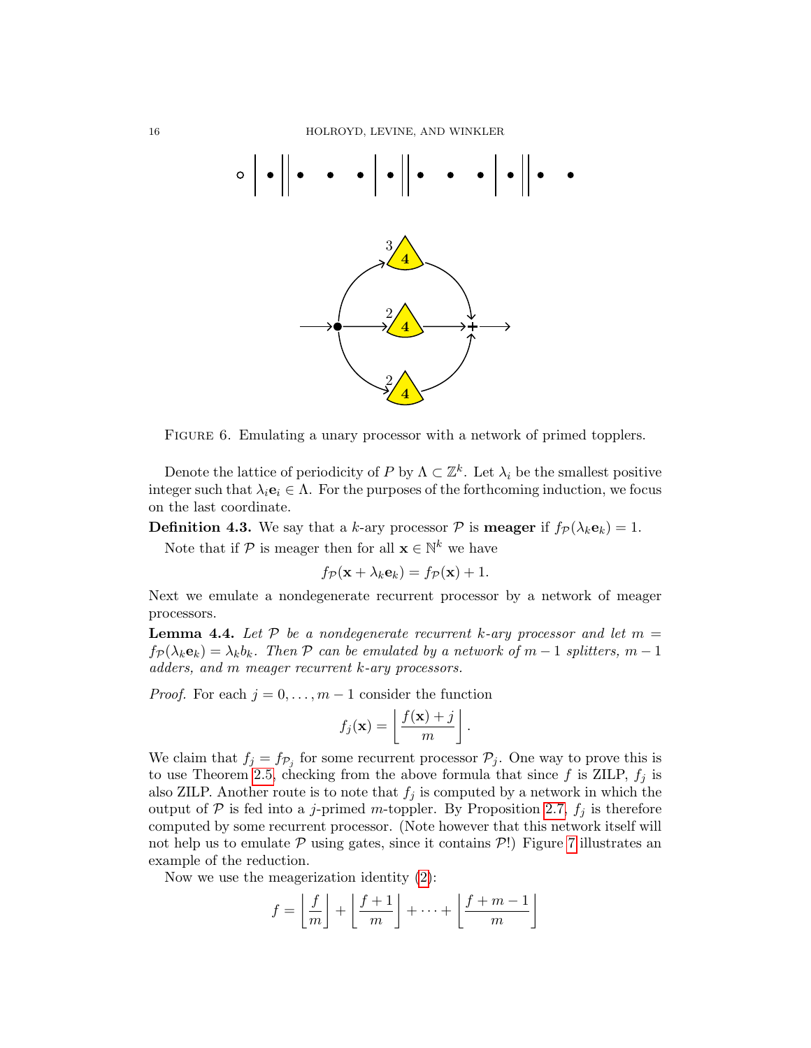FIGURE 6. Emulating a unary processor with a network of primed topplers.

Denote the lattice of periodicity of $P$ by $\Lambda \subset \mathbb{Z}^k$. Let $\lambda_i$ be the smallest positive integer such that $\lambda_i \mathbf{e}_i \in \Lambda$. For the purposes of the forthcoming induction, we focus on the last coordinate.

**Definition 4.3.** We say that a $k$-ary processor $\mathcal{P}$ is **meager** if $f_{\mathcal{P}}(\lambda_k \mathbf{e}_k) = 1$.

Note that if $\mathcal{P}$ is meager then for all $\mathbf{x} \in \mathbb{N}^k$ we have

$$f_{\mathcal{P}}(\mathbf{x} + \lambda_k \mathbf{e}_k) = f_{\mathcal{P}}(\mathbf{x}) + 1.$$

Next we emulate a nondegenerate recurrent processor by a network of meager processors.

**Lemma 4.4.** *Let $\mathcal{P}$ be a nondegenerate recurrent $k$-ary processor and let $m = f_{\mathcal{P}}(\lambda_k \mathbf{e}_k) = \lambda_k b_k$. Then $\mathcal{P}$ can be emulated by a network of $m-1$ splitters, $m-1$ adders, and $m$ meager recurrent $k$-ary processors.*

*Proof.* For each $j = 0, \ldots, m-1$ consider the function

$$f_j(\mathbf{x}) = \left\lfloor \frac{f(\mathbf{x}) + j}{m} \right\rfloor.$$

We claim that $f_j = f_{\mathcal{P}_j}$ for some recurrent processor $\mathcal{P}_j$. One way to prove this is to use Theorem 2.5, checking from the above formula that since $f$ is ZILP, $f_j$ is also ZILP. Another route is to note that $f_j$ is computed by a network in which the output of $\mathcal{P}$ is fed into a $j$-primed $m$-toppler. By Proposition 2.7, $f_j$ is therefore computed by some recurrent processor. (Note however that this network itself will not help us to emulate $\mathcal{P}$ using gates, since it contains $\mathcal{P}$!) Figure 7 illustrates an example of the reduction.

Now we use the meagerization identity (2):

$$f = \left\lfloor \frac{f}{m} \right\rfloor + \left\lfloor \frac{f+1}{m} \right\rfloor + \cdots + \left\lfloor \frac{f+m-1}{m} \right\rfloor$$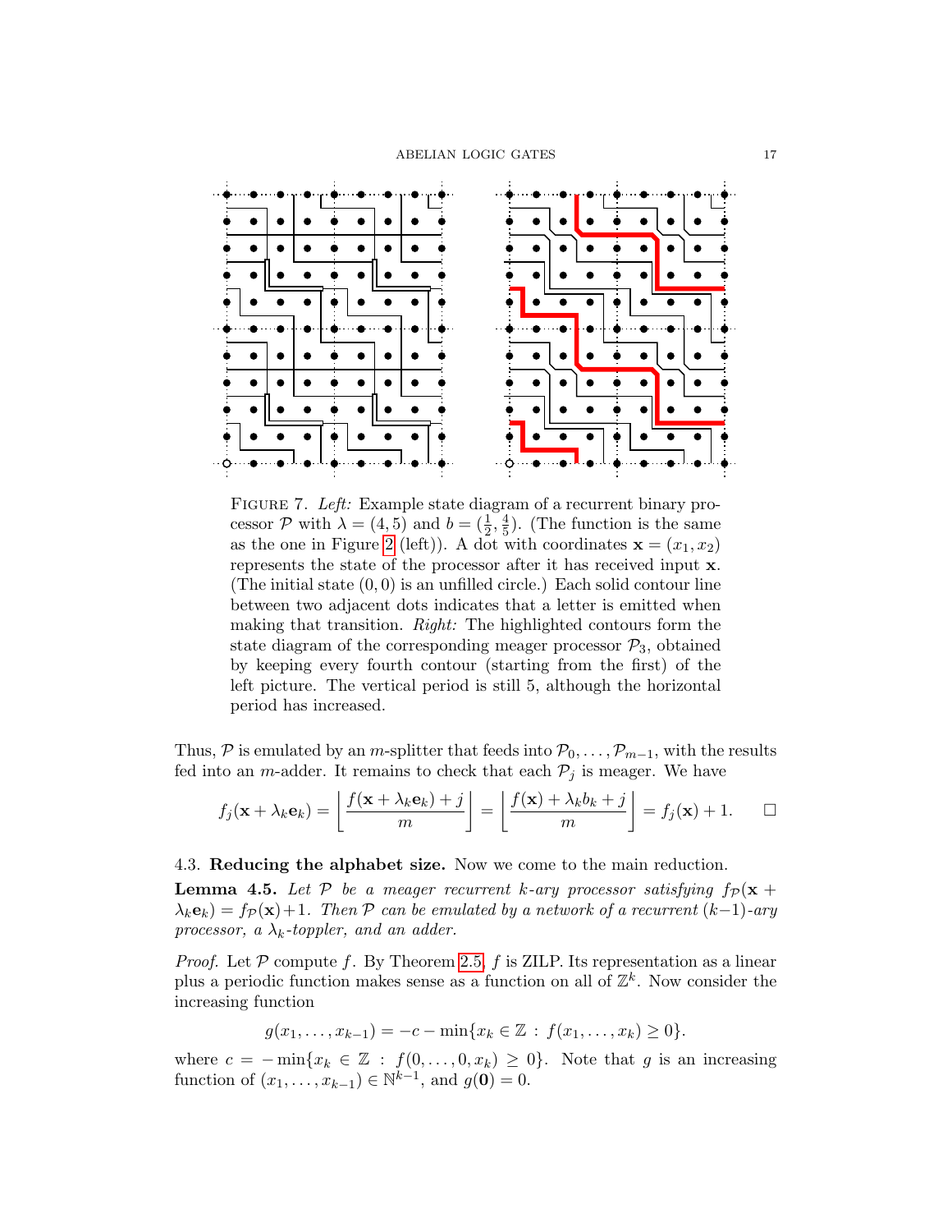FIGURE 7. *Left:* Example state diagram of a recurrent binary processor $\mathcal{P}$ with $\lambda = (4, 5)$ and $b = (\frac{1}{2}, \frac{4}{5})$. (The function is the same as the one in Figure 2 (left)). A dot with coordinates $\mathbf{x} = (x_1, x_2)$ represents the state of the processor after it has received input $\mathbf{x}$. (The initial state $(0, 0)$ is an unfilled circle.) Each solid contour line between two adjacent dots indicates that a letter is emitted when making that transition. *Right:* The highlighted contours form the state diagram of the corresponding meager processor $\mathcal{P}_3$, obtained by keeping every fourth contour (starting from the first) of the left picture. The vertical period is still 5, although the horizontal period has increased.

Thus, $\mathcal{P}$ is emulated by an $m$-splitter that feeds into $\mathcal{P}_0, \ldots, \mathcal{P}_{m-1}$, with the results fed into an $m$-adder. It remains to check that each $\mathcal{P}_j$ is meager. We have

$$f_j(\mathbf{x} + \lambda_k \mathbf{e}_k) = \left\lfloor \frac{f(\mathbf{x} + \lambda_k \mathbf{e}_k) + j}{m} \right\rfloor = \left\lfloor \frac{f(\mathbf{x}) + \lambda_k b_k + j}{m} \right\rfloor = f_j(\mathbf{x}) + 1. \qquad \square$$

4.3. **Reducing the alphabet size.** Now we come to the main reduction.

**Lemma 4.5.** *Let $\mathcal{P}$ be a meager recurrent $k$-ary processor satisfying $f_{\mathcal{P}}(\mathbf{x} + \lambda_k \mathbf{e}_k) = f_{\mathcal{P}}(\mathbf{x}) + 1$. Then $\mathcal{P}$ can be emulated by a network of a recurrent $(k-1)$-ary processor, a $\lambda_k$-toppler, and an adder.*

*Proof.* Let $\mathcal{P}$ compute $f$. By Theorem 2.5, $f$ is ZILP. Its representation as a linear plus a periodic function makes sense as a function on all of $\mathbb{Z}^k$. Now consider the increasing function

$$g(x_1, \ldots, x_{k-1}) = -c - \min\{x_k \in \mathbb{Z} : f(x_1, \ldots, x_k) \geq 0\}.$$

where $c = -\min\{x_k \in \mathbb{Z} : f(0, \ldots, 0, x_k) \geq 0\}$. Note that $g$ is an increasing function of $(x_1, \ldots, x_{k-1}) \in \mathbb{N}^{k-1}$, and $g(\mathbf{0}) = 0$.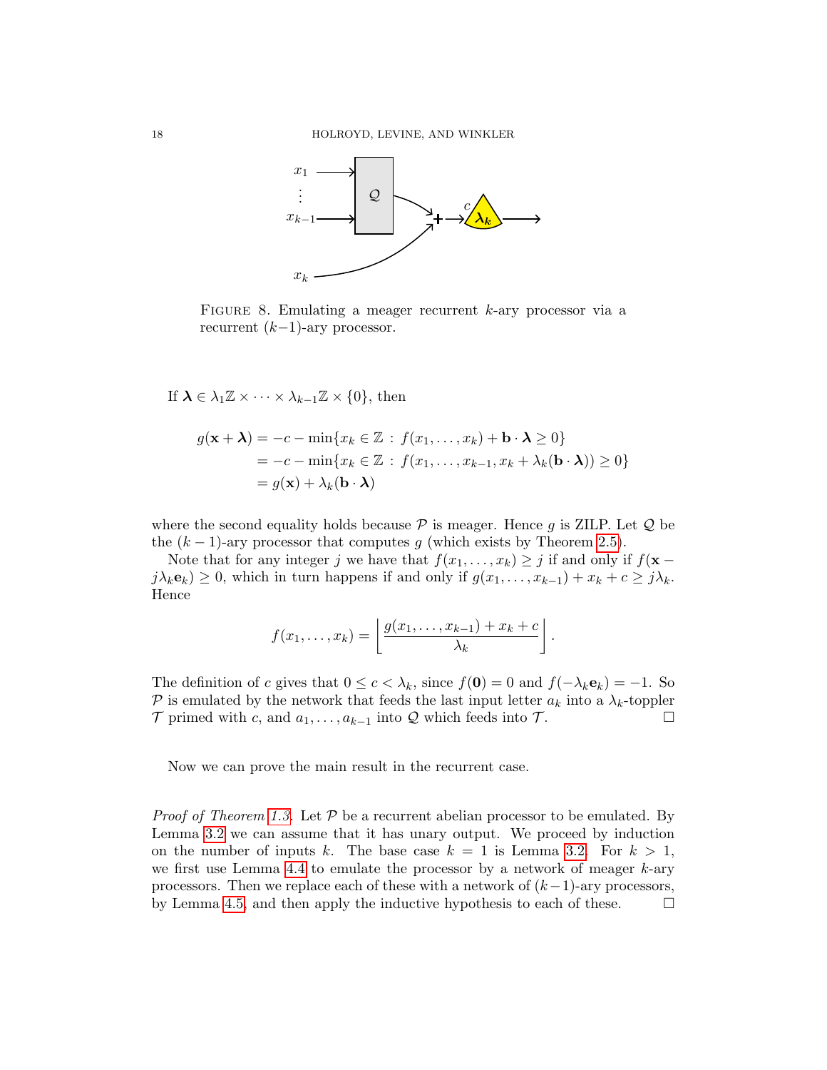FIGURE 8. Emulating a meager recurrent $k$-ary processor via a recurrent $(k-1)$-ary processor.

If $\boldsymbol{\lambda} \in \lambda_1\mathbb{Z} \times \cdots \times \lambda_{k-1}\mathbb{Z} \times \{0\}$, then

$$
\begin{aligned}
g(\mathbf{x} + \boldsymbol{\lambda}) &= -c - \min\{x_k \in \mathbb{Z} : f(x_1, \ldots, x_k) + \mathbf{b} \cdot \boldsymbol{\lambda} \geq 0\} \\
&= -c - \min\{x_k \in \mathbb{Z} : f(x_1, \ldots, x_{k-1}, x_k + \lambda_k(\mathbf{b} \cdot \boldsymbol{\lambda})) \geq 0\} \\
&= g(\mathbf{x}) + \lambda_k(\mathbf{b} \cdot \boldsymbol{\lambda})
\end{aligned}
$$

where the second equality holds because $\mathcal{P}$ is meager. Hence $g$ is ZILP. Let $\mathcal{Q}$ be the $(k-1)$-ary processor that computes $g$ (which exists by Theorem 2.5).

Note that for any integer $j$ we have that $f(x_1, \ldots, x_k) \geq j$ if and only if $f(\mathbf{x} - j\lambda_k\mathbf{e}_k) \geq 0$, which in turn happens if and only if $g(x_1, \ldots, x_{k-1}) + x_k + c \geq j\lambda_k$. Hence

$$
f(x_1, \ldots, x_k) = \left\lfloor \frac{g(x_1, \ldots, x_{k-1}) + x_k + c}{\lambda_k} \right\rfloor.
$$

The definition of $c$ gives that $0 \leq c < \lambda_k$, since $f(\mathbf{0}) = 0$ and $f(-\lambda_k\mathbf{e}_k) = -1$. So $\mathcal{P}$ is emulated by the network that feeds the last input letter $a_k$ into a $\lambda_k$-toppler $\mathcal{T}$ primed with $c$, and $a_1, \ldots, a_{k-1}$ into $\mathcal{Q}$ which feeds into $\mathcal{T}$. □

Now we can prove the main result in the recurrent case.

*Proof of Theorem 1.3.* Let $\mathcal{P}$ be a recurrent abelian processor to be emulated. By Lemma 3.2 we can assume that it has unary output. We proceed by induction on the number of inputs $k$. The base case $k = 1$ is Lemma 3.2. For $k > 1$, we first use Lemma 4.4 to emulate the processor by a network of meager $k$-ary processors. Then we replace each of these with a network of $(k-1)$-ary processors, by Lemma 4.5, and then apply the inductive hypothesis to each of these. □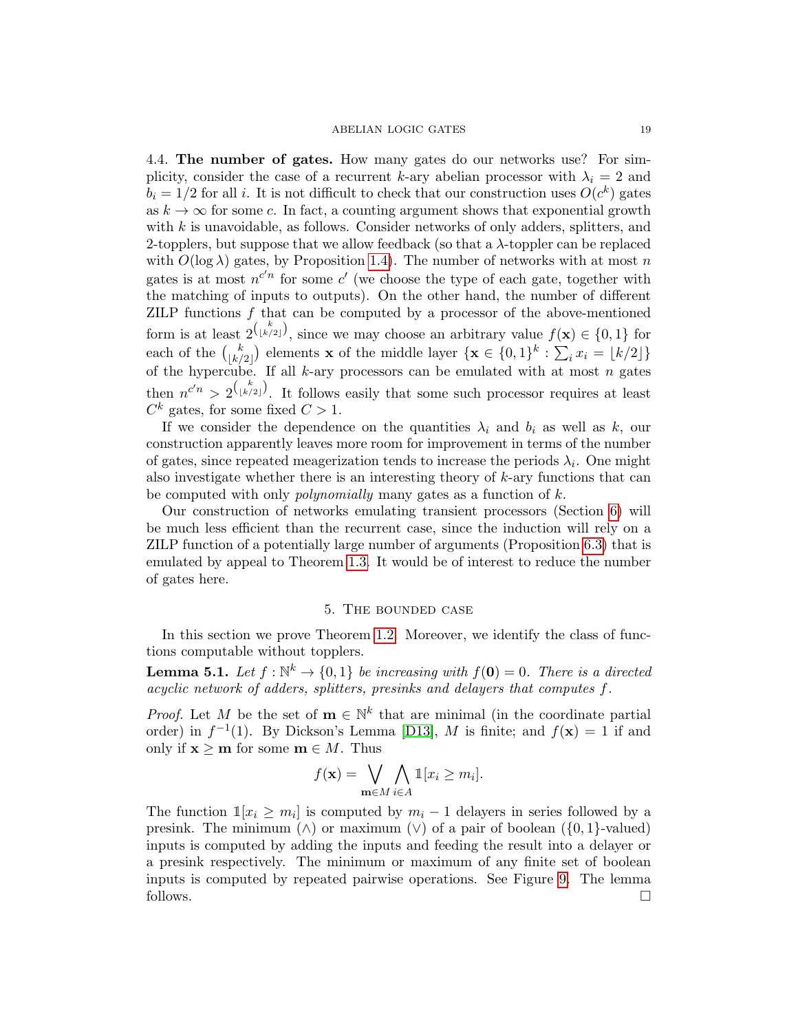4.4. **The number of gates.** How many gates do our networks use? For simplicity, consider the case of a recurrent $k$-ary abelian processor with $\lambda_i = 2$ and $b_i = 1/2$ for all $i$. It is not difficult to check that our construction uses $O(c^k)$ gates as $k \to \infty$ for some $c$. In fact, a counting argument shows that exponential growth with $k$ is unavoidable, as follows. Consider networks of only adders, splitters, and 2-topplers, but suppose that we allow feedback (so that a $\lambda$-toppler can be replaced with $O(\log \lambda)$ gates, by Proposition 1.4). The number of networks with at most $n$ gates is at most $n^{c'n}$ for some $c'$ (we choose the type of each gate, together with the matching of inputs to outputs). On the other hand, the number of different ZILP functions $f$ that can be computed by a processor of the above-mentioned form is at least $2^{\binom{k}{\lfloor k/2 \rfloor}}$, since we may choose an arbitrary value $f(\mathbf{x}) \in \{0,1\}$ for each of the $\binom{k}{\lfloor k/2 \rfloor}$ elements $\mathbf{x}$ of the middle layer $\{\mathbf{x} \in \{0,1\}^k : \sum_i x_i = \lfloor k/2 \rfloor\}$ of the hypercube. If all $k$-ary processors can be emulated with at most $n$ gates then $n^{c'n} > 2^{\binom{k}{\lfloor k/2 \rfloor}}$. It follows easily that some such processor requires at least $C^k$ gates, for some fixed $C > 1$.

If we consider the dependence on the quantities $\lambda_i$ and $b_i$ as well as $k$, our construction apparently leaves more room for improvement in terms of the number of gates, since repeated meagerization tends to increase the periods $\lambda_i$. One might also investigate whether there is an interesting theory of $k$-ary functions that can be computed with only *polynomially* many gates as a function of $k$.

Our construction of networks emulating transient processors (Section 6) will be much less efficient than the recurrent case, since the induction will rely on a ZILP function of a potentially large number of arguments (Proposition 6.3) that is emulated by appeal to Theorem 1.3. It would be of interest to reduce the number of gates here.

## 5. The bounded case

In this section we prove Theorem 1.2. Moreover, we identify the class of functions computable without topplers.

**Lemma 5.1.** *Let $f : \mathbb{N}^k \to \{0,1\}$ be increasing with $f(\mathbf{0}) = 0$. There is a directed acyclic network of adders, splitters, presinks and delayers that computes $f$.*

*Proof.* Let $M$ be the set of $\mathbf{m} \in \mathbb{N}^k$ that are minimal (in the coordinate partial order) in $f^{-1}(1)$. By Dickson's Lemma [D13], $M$ is finite; and $f(\mathbf{x}) = 1$ if and only if $\mathbf{x} \geq \mathbf{m}$ for some $\mathbf{m} \in M$. Thus

$$f(\mathbf{x}) = \bigvee_{\mathbf{m} \in M} \bigwedge_{i \in A} \mathbb{1}[x_i \geq m_i].$$

The function $\mathbb{1}[x_i \geq m_i]$ is computed by $m_i - 1$ delayers in series followed by a presink. The minimum ($\wedge$) or maximum ($\vee$) of a pair of boolean ($\{0,1\}$-valued) inputs is computed by adding the inputs and feeding the result into a delayer or a presink respectively. The minimum or maximum of any finite set of boolean inputs is computed by repeated pairwise operations. See Figure 9. The lemma follows. $\square$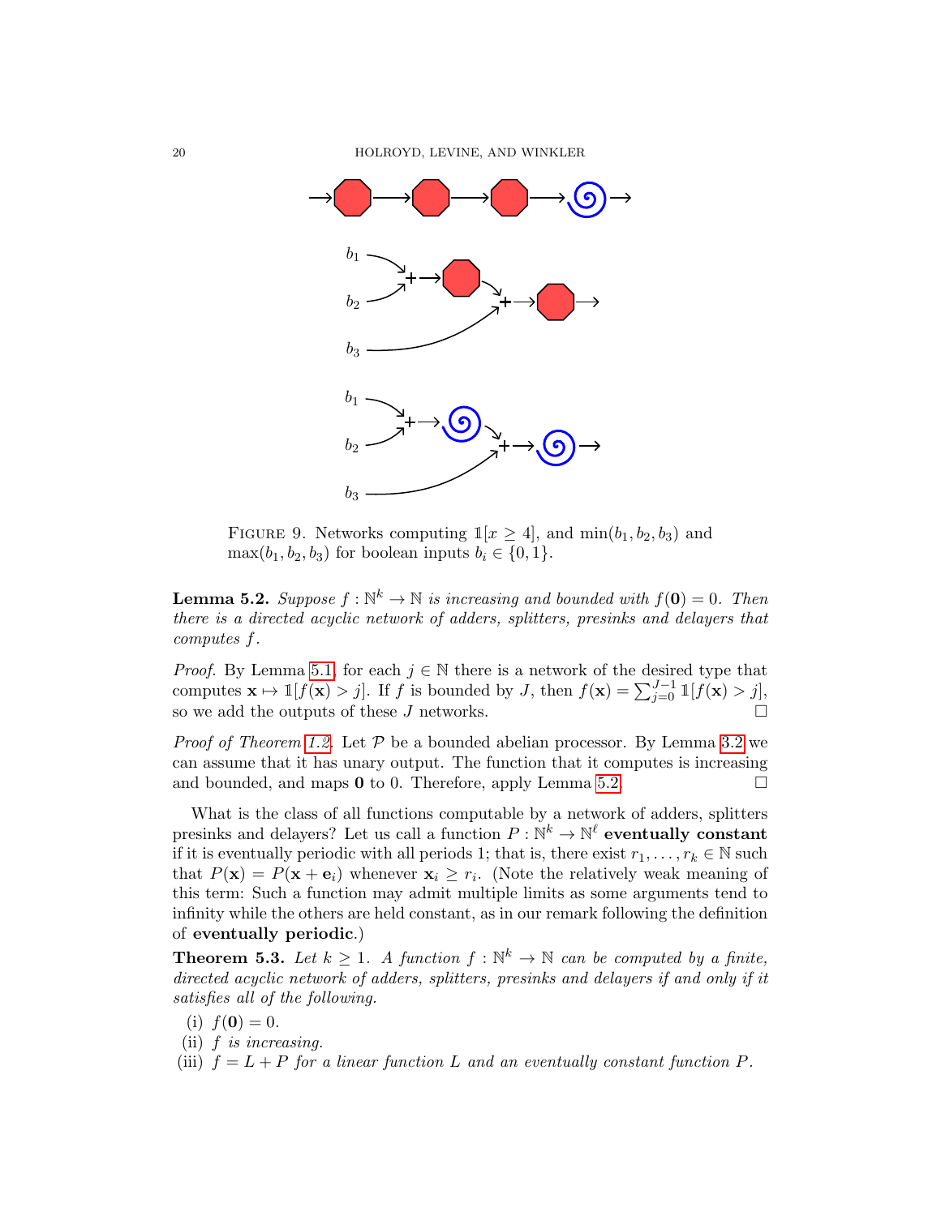FIGURE 9. Networks computing $\mathbb{1}[x \geq 4]$, and $\min(b_1, b_2, b_3)$ and $\max(b_1, b_2, b_3)$ for boolean inputs $b_i \in \{0,1\}$.

**Lemma 5.2.** *Suppose $f : \mathbb{N}^k \to \mathbb{N}$ is increasing and bounded with $f(\mathbf{0}) = 0$. Then there is a directed acyclic network of adders, splitters, presinks and delayers that computes $f$.*

*Proof.* By Lemma 5.1, for each $j \in \mathbb{N}$ there is a network of the desired type that computes $\mathbf{x} \mapsto \mathbb{1}[f(\mathbf{x}) > j]$. If $f$ is bounded by $J$, then $f(\mathbf{x}) = \sum_{j=0}^{J-1} \mathbb{1}[f(\mathbf{x}) > j]$, so we add the outputs of these $J$ networks. □

*Proof of Theorem 1.2.* Let $\mathcal{P}$ be a bounded abelian processor. By Lemma 3.2 we can assume that it has unary output. The function that it computes is increasing and bounded, and maps $\mathbf{0}$ to 0. Therefore, apply Lemma 5.2. □

What is the class of all functions computable by a network of adders, splitters presinks and delayers? Let us call a function $P : \mathbb{N}^k \to \mathbb{N}^\ell$ **eventually constant** if it is eventually periodic with all periods 1; that is, there exist $r_1, \ldots, r_k \in \mathbb{N}$ such that $P(\mathbf{x}) = P(\mathbf{x} + \mathbf{e}_i)$ whenever $\mathbf{x}_i \geq r_i$. (Note the relatively weak meaning of this term: Such a function may admit multiple limits as some arguments tend to infinity while the others are held constant, as in our remark following the definition of **eventually periodic**.)

**Theorem 5.3.** *Let $k \geq 1$. A function $f : \mathbb{N}^k \to \mathbb{N}$ can be computed by a finite, directed acyclic network of adders, splitters, presinks and delayers if and only if it satisfies all of the following.*

(i) *$f(\mathbf{0}) = 0$.*
(ii) *$f$ is increasing.*
(iii) *$f = L + P$ for a linear function $L$ and an eventually constant function $P$.*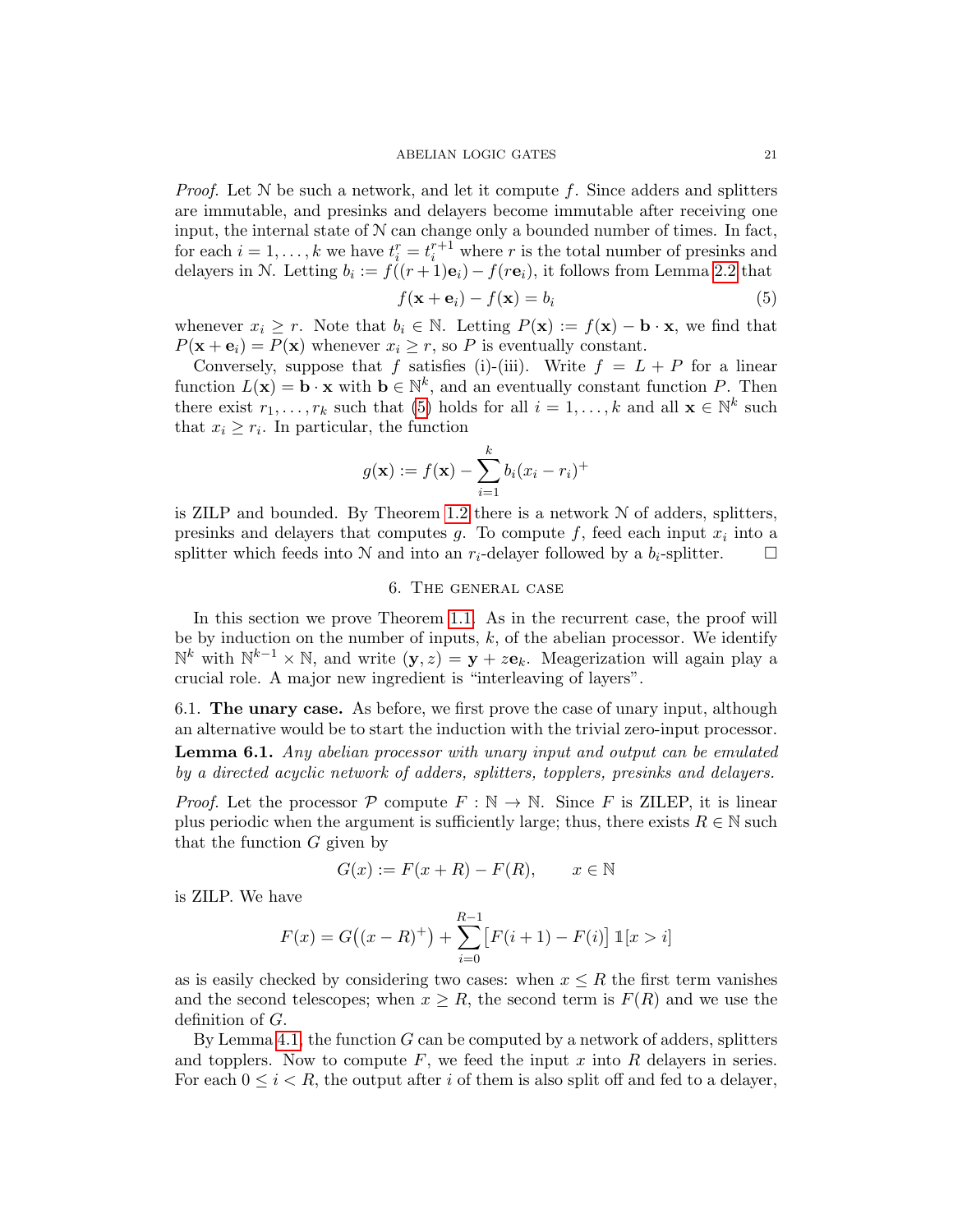*Proof.* Let $\mathcal{N}$ be such a network, and let it compute $f$. Since adders and splitters are immutable, and presinks and delayers become immutable after receiving one input, the internal state of $\mathcal{N}$ can change only a bounded number of times. In fact, for each $i = 1, \ldots, k$ we have $t_i^r = t_i^{r+1}$ where $r$ is the total number of presinks and delayers in $\mathcal{N}$. Letting $b_i := f((r+1)\mathbf{e}_i) - f(r\mathbf{e}_i)$, it follows from Lemma 2.2 that

$$f(\mathbf{x} + \mathbf{e}_i) - f(\mathbf{x}) = b_i \tag{5}$$

whenever $x_i \geq r$. Note that $b_i \in \mathbb{N}$. Letting $P(\mathbf{x}) := f(\mathbf{x}) - \mathbf{b} \cdot \mathbf{x}$, we find that $P(\mathbf{x} + \mathbf{e}_i) = P(\mathbf{x})$ whenever $x_i \geq r$, so $P$ is eventually constant.

Conversely, suppose that $f$ satisfies (i)-(iii). Write $f = L + P$ for a linear function $L(\mathbf{x}) = \mathbf{b} \cdot \mathbf{x}$ with $\mathbf{b} \in \mathbb{N}^k$, and an eventually constant function $P$. Then there exist $r_1, \ldots, r_k$ such that (5) holds for all $i = 1, \ldots, k$ and all $\mathbf{x} \in \mathbb{N}^k$ such that $x_i \geq r_i$. In particular, the function

$$g(\mathbf{x}) := f(\mathbf{x}) - \sum_{i=1}^{k} b_i (x_i - r_i)^+$$

is ZILP and bounded. By Theorem 1.2 there is a network $\mathcal{N}$ of adders, splitters, presinks and delayers that computes $g$. To compute $f$, feed each input $x_i$ into a splitter which feeds into $\mathcal{N}$ and into an $r_i$-delayer followed by a $b_i$-splitter. $\square$

## 6. The general case

In this section we prove Theorem 1.1. As in the recurrent case, the proof will be by induction on the number of inputs, $k$, of the abelian processor. We identify $\mathbb{N}^k$ with $\mathbb{N}^{k-1} \times \mathbb{N}$, and write $(\mathbf{y}, z) = \mathbf{y} + z\mathbf{e}_k$. Meagerization will again play a crucial role. A major new ingredient is "interleaving of layers".

6.1. **The unary case.** As before, we first prove the case of unary input, although an alternative would be to start the induction with the trivial zero-input processor.

**Lemma 6.1.** *Any abelian processor with unary input and output can be emulated by a directed acyclic network of adders, splitters, topplers, presinks and delayers.*

*Proof.* Let the processor $\mathcal{P}$ compute $F : \mathbb{N} \to \mathbb{N}$. Since $F$ is ZILEP, it is linear plus periodic when the argument is sufficiently large; thus, there exists $R \in \mathbb{N}$ such that the function $G$ given by

$$G(x) := F(x + R) - F(R), \qquad x \in \mathbb{N}$$

is ZILP. We have

$$F(x) = G\big((x - R)^+\big) + \sum_{i=0}^{R-1} \big[F(i+1) - F(i)\big] \, \mathbb{1}[x > i]$$

as is easily checked by considering two cases: when $x \leq R$ the first term vanishes and the second telescopes; when $x \geq R$, the second term is $F(R)$ and we use the definition of $G$.

By Lemma 4.1, the function $G$ can be computed by a network of adders, splitters and topplers. Now to compute $F$, we feed the input $x$ into $R$ delayers in series. For each $0 \leq i < R$, the output after $i$ of them is also split off and fed to a delayer,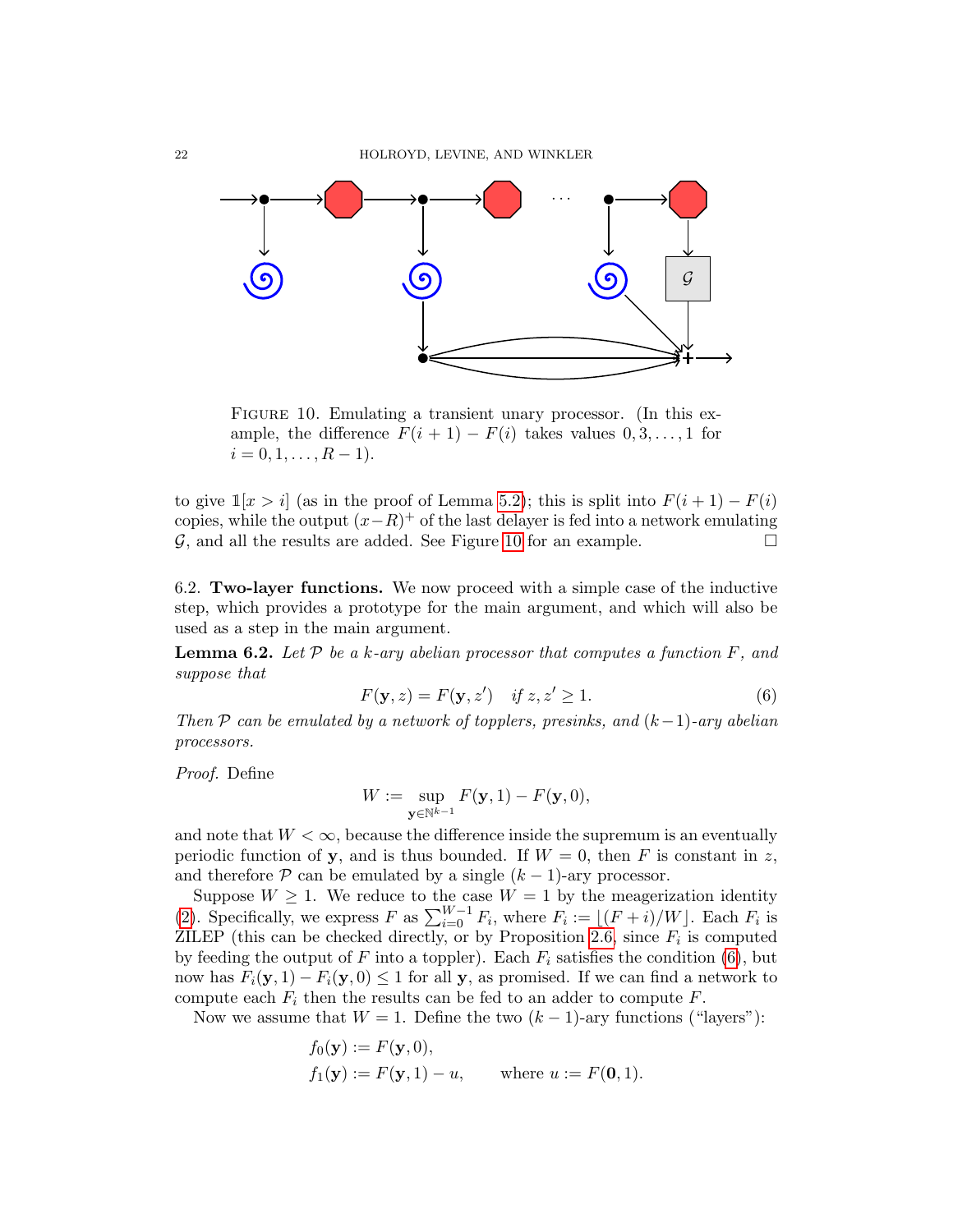FIGURE 10. Emulating a transient unary processor. (In this example, the difference $F(i+1) - F(i)$ takes values $0, 3, \ldots, 1$ for $i = 0, 1, \ldots, R-1$).

to give $\mathbb{1}[x > i]$ (as in the proof of Lemma 5.2); this is split into $F(i+1) - F(i)$ copies, while the output $(x-R)^+$ of the last delayer is fed into a network emulating $\mathcal{G}$, and all the results are added. See Figure 10 for an example. $\square$

6.2. **Two-layer functions.** We now proceed with a simple case of the inductive step, which provides a prototype for the main argument, and which will also be used as a step in the main argument.

**Lemma 6.2.** *Let $\mathcal{P}$ be a $k$-ary abelian processor that computes a function $F$, and suppose that*

$$F(\mathbf{y}, z) = F(\mathbf{y}, z') \quad \text{if } z, z' \geq 1. \tag{6}$$

*Then $\mathcal{P}$ can be emulated by a network of topplers, presinks, and $(k-1)$-ary abelian processors.*

*Proof.* Define

$$W := \sup_{\mathbf{y} \in \mathbb{N}^{k-1}} F(\mathbf{y}, 1) - F(\mathbf{y}, 0),$$

and note that $W < \infty$, because the difference inside the supremum is an eventually periodic function of $\mathbf{y}$, and is thus bounded. If $W = 0$, then $F$ is constant in $z$, and therefore $\mathcal{P}$ can be emulated by a single $(k-1)$-ary processor.

Suppose $W \geq 1$. We reduce to the case $W = 1$ by the meagerization identity (2). Specifically, we express $F$ as $\sum_{i=0}^{W-1} F_i$, where $F_i := \lfloor (F+i)/W \rfloor$. Each $F_i$ is ZILEP (this can be checked directly, or by Proposition 2.6, since $F_i$ is computed by feeding the output of $F$ into a toppler). Each $F_i$ satisfies the condition (6), but now has $F_i(\mathbf{y}, 1) - F_i(\mathbf{y}, 0) \leq 1$ for all $\mathbf{y}$, as promised. If we can find a network to compute each $F_i$ then the results can be fed to an adder to compute $F$.

Now we assume that $W = 1$. Define the two $(k-1)$-ary functions ("layers"):

$$f_0(\mathbf{y}) := F(\mathbf{y}, 0),$$
$$f_1(\mathbf{y}) := F(\mathbf{y}, 1) - u, \qquad \text{where } u := F(\mathbf{0}, 1).$$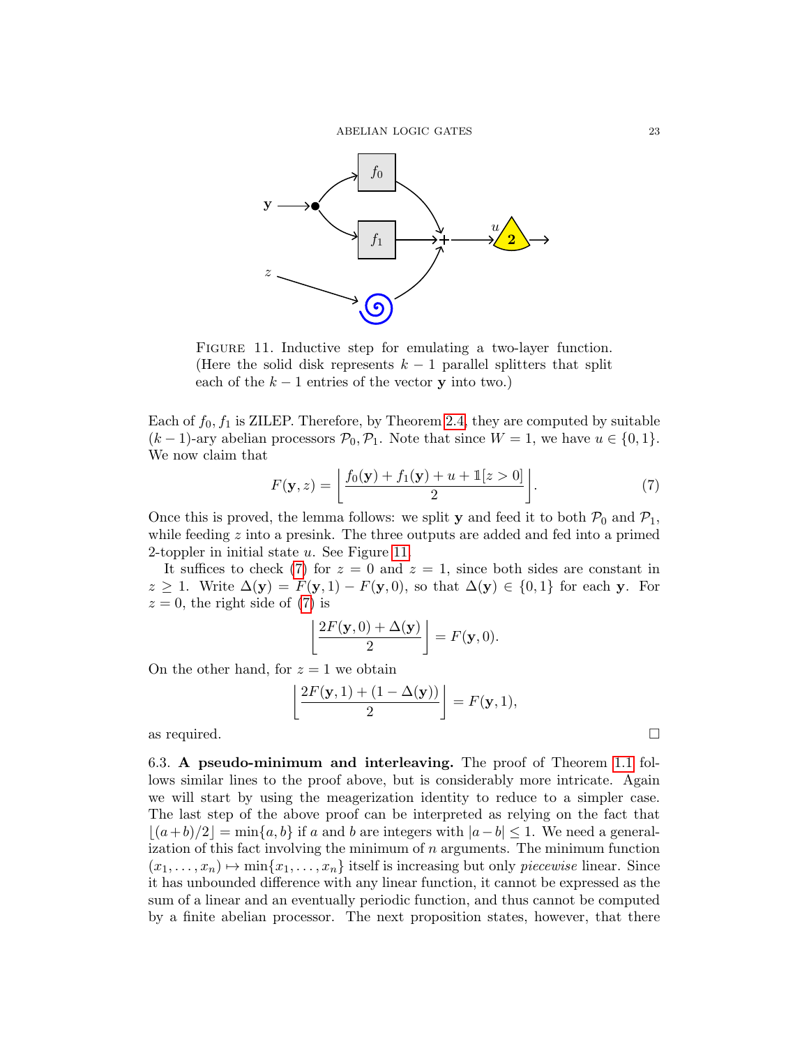FIGURE 11. Inductive step for emulating a two-layer function. (Here the solid disk represents $k-1$ parallel splitters that split each of the $k-1$ entries of the vector $\mathbf{y}$ into two.)

Each of $f_0, f_1$ is ZILEP. Therefore, by Theorem 2.4, they are computed by suitable $(k-1)$-ary abelian processors $\mathcal{P}_0, \mathcal{P}_1$. Note that since $W = 1$, we have $u \in \{0,1\}$. We now claim that

$$F(\mathbf{y}, z) = \left\lfloor \frac{f_0(\mathbf{y}) + f_1(\mathbf{y}) + u + \mathbb{1}[z > 0]}{2} \right\rfloor. \tag{7}$$

Once this is proved, the lemma follows: we split $\mathbf{y}$ and feed it to both $\mathcal{P}_0$ and $\mathcal{P}_1$, while feeding $z$ into a presink. The three outputs are added and fed into a primed 2-toppler in initial state $u$. See Figure 11.

It suffices to check (7) for $z = 0$ and $z = 1$, since both sides are constant in $z \geq 1$. Write $\Delta(\mathbf{y}) = F(\mathbf{y}, 1) - F(\mathbf{y}, 0)$, so that $\Delta(\mathbf{y}) \in \{0, 1\}$ for each $\mathbf{y}$. For $z = 0$, the right side of (7) is

$$\left\lfloor \frac{2F(\mathbf{y}, 0) + \Delta(\mathbf{y})}{2} \right\rfloor = F(\mathbf{y}, 0).$$

On the other hand, for $z = 1$ we obtain

$$\left\lfloor \frac{2F(\mathbf{y}, 1) + (1 - \Delta(\mathbf{y}))}{2} \right\rfloor = F(\mathbf{y}, 1),$$

as required. □

6.3. **A pseudo-minimum and interleaving.** The proof of Theorem 1.1 follows similar lines to the proof above, but is considerably more intricate. Again we will start by using the meagerization identity to reduce to a simpler case. The last step of the above proof can be interpreted as relying on the fact that $\lfloor (a+b)/2 \rfloor = \min\{a, b\}$ if $a$ and $b$ are integers with $|a - b| \leq 1$. We need a generalization of this fact involving the minimum of $n$ arguments. The minimum function $(x_1, \ldots, x_n) \mapsto \min\{x_1, \ldots, x_n\}$ itself is increasing but only *piecewise* linear. Since it has unbounded difference with any linear function, it cannot be expressed as the sum of a linear and an eventually periodic function, and thus cannot be computed by a finite abelian processor. The next proposition states, however, that there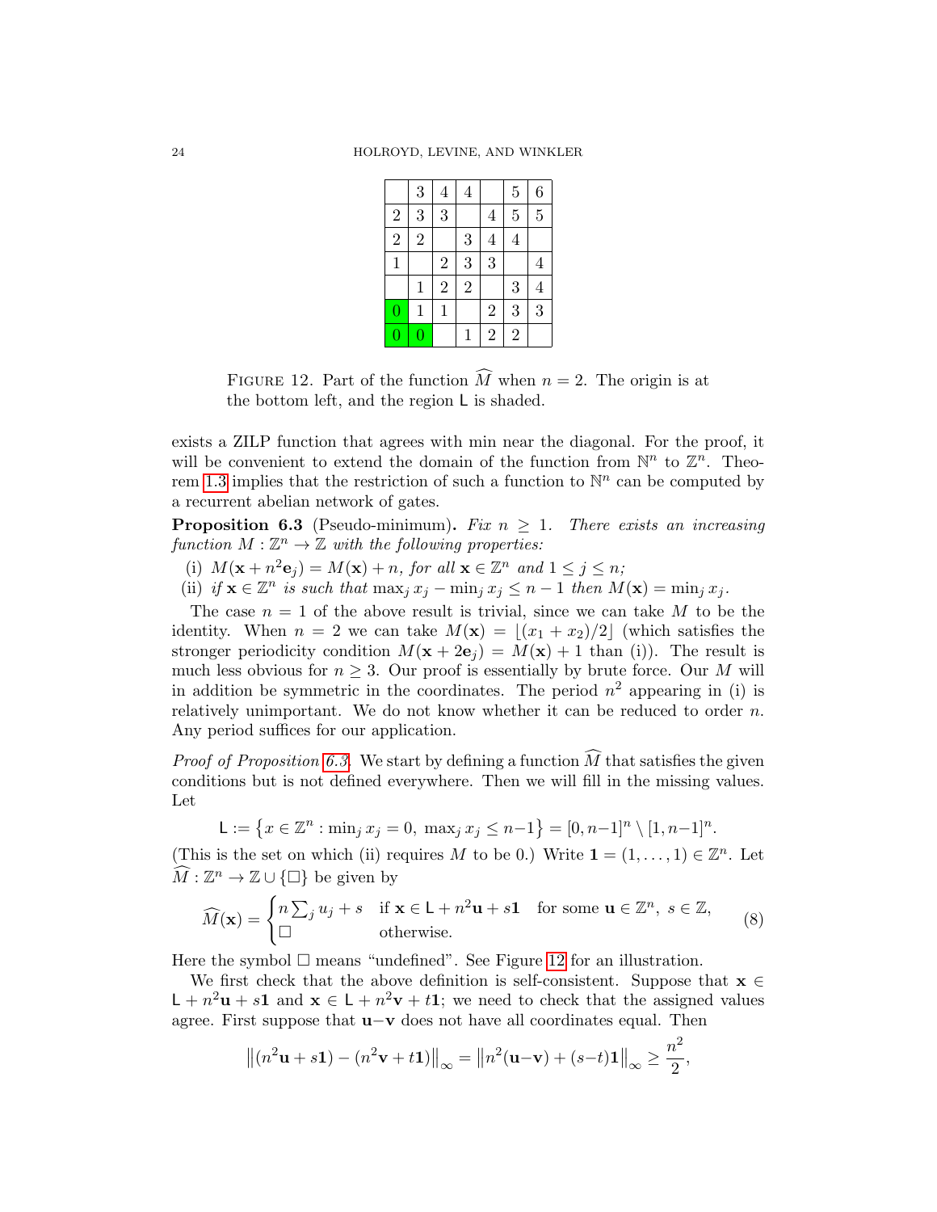|   | 3 | 4 | 4 |   | 5 | 6 |
|---|---|---|---|---|---|---|
| 2 | 3 | 3 |   | 4 | 5 | 5 |
| 2 | 2 |   | 3 | 4 | 4 |   |
| 1 |   | 2 | 3 | 3 |   | 4 |
|   | 1 | 2 | 2 |   | 3 | 4 |
| 0 | 1 | 1 |   | 2 | 3 | 3 |
| 0 | 0 |   | 1 | 2 | 2 |   |

FIGURE 12. Part of the function $\widehat{M}$ when $n = 2$. The origin is at the bottom left, and the region $\mathsf{L}$ is shaded.

exists a ZILP function that agrees with min near the diagonal. For the proof, it will be convenient to extend the domain of the function from $\mathbb{N}^n$ to $\mathbb{Z}^n$. Theorem 1.3 implies that the restriction of such a function to $\mathbb{N}^n$ can be computed by a recurrent abelian network of gates.

**Proposition 6.3** (Pseudo-minimum)**.** *Fix $n \geq 1$. There exists an increasing function $M : \mathbb{Z}^n \to \mathbb{Z}$ with the following properties:*

(i) *$M(\mathbf{x} + n^2\mathbf{e}_j) = M(\mathbf{x}) + n$, for all $\mathbf{x} \in \mathbb{Z}^n$ and $1 \leq j \leq n$;*
(ii) *if $\mathbf{x} \in \mathbb{Z}^n$ is such that $\max_j x_j - \min_j x_j \leq n - 1$ then $M(\mathbf{x}) = \min_j x_j$.*

The case $n = 1$ of the above result is trivial, since we can take $M$ to be the identity. When $n = 2$ we can take $M(\mathbf{x}) = \lfloor (x_1 + x_2)/2 \rfloor$ (which satisfies the stronger periodicity condition $M(\mathbf{x} + 2\mathbf{e}_j) = M(\mathbf{x}) + 1$ than (i)). The result is much less obvious for $n \geq 3$. Our proof is essentially by brute force. Our $M$ will in addition be symmetric in the coordinates. The period $n^2$ appearing in (i) is relatively unimportant. We do not know whether it can be reduced to order $n$. Any period suffices for our application.

*Proof of Proposition 6.3.* We start by defining a function $\widehat{M}$ that satisfies the given conditions but is not defined everywhere. Then we will fill in the missing values. Let

$$\mathsf{L} := \left\{ x \in \mathbb{Z}^n : \min_j x_j = 0,\ \max_j x_j \leq n-1 \right\} = [0, n-1]^n \setminus [1, n-1]^n.$$

(This is the set on which (ii) requires $M$ to be 0.) Write $\mathbf{1} = (1, \ldots, 1) \in \mathbb{Z}^n$. Let $\widehat{M} : \mathbb{Z}^n \to \mathbb{Z} \cup \{\square\}$ be given by

$$\widehat{M}(\mathbf{x}) = \begin{cases} n \sum_j u_j + s & \text{if } \mathbf{x} \in \mathsf{L} + n^2\mathbf{u} + s\mathbf{1} \quad \text{for some } \mathbf{u} \in \mathbb{Z}^n,\ s \in \mathbb{Z}, \\ \square & \text{otherwise.} \end{cases} \tag{8}$$

Here the symbol $\square$ means "undefined". See Figure 12 for an illustration.

We first check that the above definition is self-consistent. Suppose that $\mathbf{x} \in \mathsf{L} + n^2\mathbf{u} + s\mathbf{1}$ and $\mathbf{x} \in \mathsf{L} + n^2\mathbf{v} + t\mathbf{1}$; we need to check that the assigned values agree. First suppose that $\mathbf{u} - \mathbf{v}$ does not have all coordinates equal. Then

$$\left\| (n^2\mathbf{u} + s\mathbf{1}) - (n^2\mathbf{v} + t\mathbf{1}) \right\|_\infty = \left\| n^2(\mathbf{u} - \mathbf{v}) + (s - t)\mathbf{1} \right\|_\infty \geq \frac{n^2}{2},$$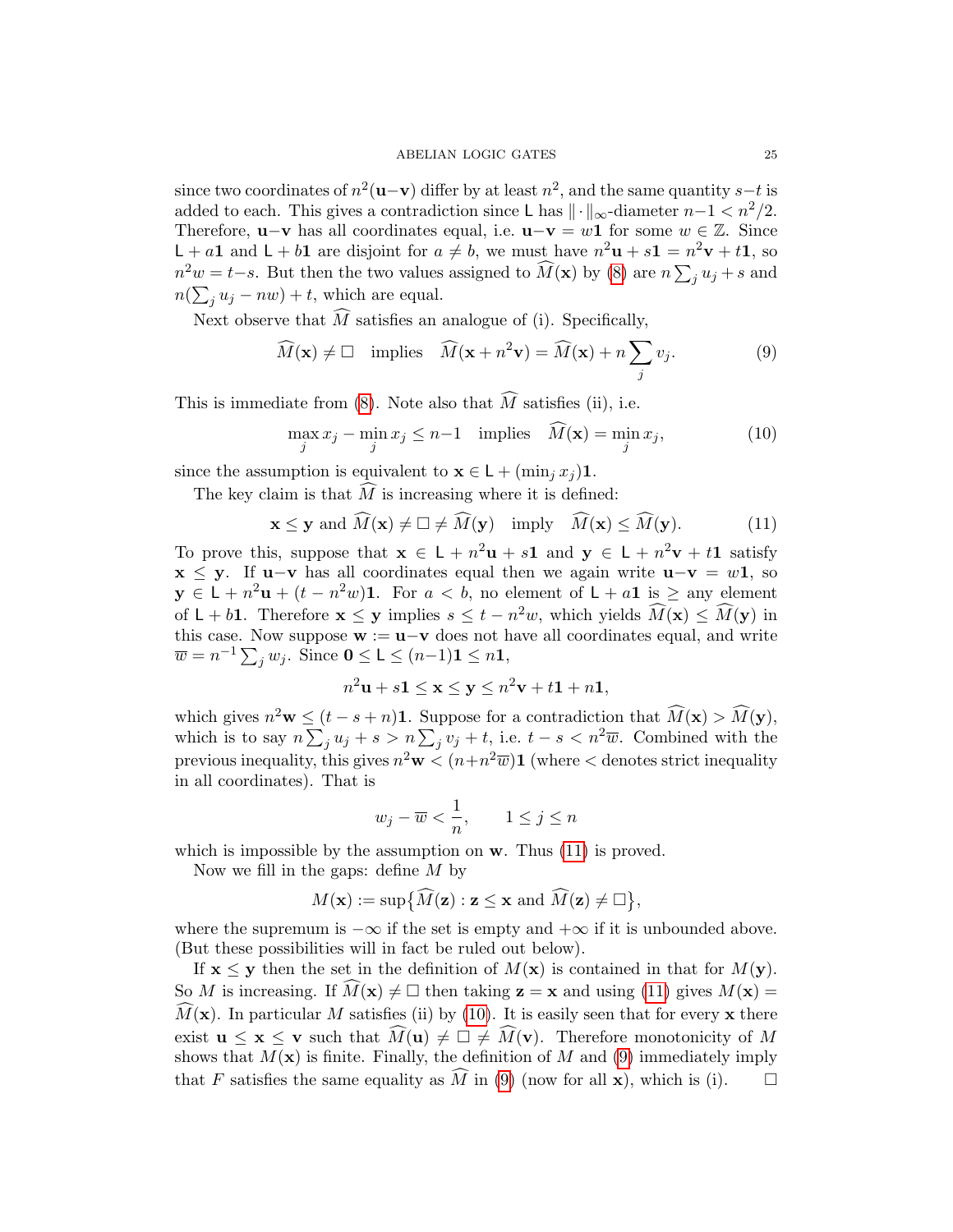since two coordinates of $n^2(\mathbf{u}-\mathbf{v})$ differ by at least $n^2$, and the same quantity $s-t$ is added to each. This gives a contradiction since $\mathsf{L}$ has $\|\cdot\|_\infty$-diameter $n-1 < n^2/2$. Therefore, $\mathbf{u}-\mathbf{v}$ has all coordinates equal, i.e. $\mathbf{u}-\mathbf{v} = w\mathbf{1}$ for some $w \in \mathbb{Z}$. Since $\mathsf{L} + a\mathbf{1}$ and $\mathsf{L} + b\mathbf{1}$ are disjoint for $a \neq b$, we must have $n^2\mathbf{u} + s\mathbf{1} = n^2\mathbf{v} + t\mathbf{1}$, so $n^2 w = t-s$. But then the two values assigned to $\widehat{M}(\mathbf{x})$ by (8) are $n\sum_j u_j + s$ and $n(\sum_j u_j - nw) + t$, which are equal.

Next observe that $\widehat{M}$ satisfies an analogue of (i). Specifically,

$$\widehat{M}(\mathbf{x}) \neq \square \quad \text{implies} \quad \widehat{M}(\mathbf{x} + n^2\mathbf{v}) = \widehat{M}(\mathbf{x}) + n\sum_j v_j. \tag{9}$$

This is immediate from (8). Note also that $\widehat{M}$ satisfies (ii), i.e.

$$\max_j x_j - \min_j x_j \leq n-1 \quad \text{implies} \quad \widehat{M}(\mathbf{x}) = \min_j x_j, \tag{10}$$

since the assumption is equivalent to $\mathbf{x} \in \mathsf{L} + (\min_j x_j)\mathbf{1}$.

The key claim is that $\widehat{M}$ is increasing where it is defined:

$$\mathbf{x} \leq \mathbf{y} \text{ and } \widehat{M}(\mathbf{x}) \neq \square \neq \widehat{M}(\mathbf{y}) \quad \text{imply} \quad \widehat{M}(\mathbf{x}) \leq \widehat{M}(\mathbf{y}). \tag{11}$$

To prove this, suppose that $\mathbf{x} \in \mathsf{L} + n^2\mathbf{u} + s\mathbf{1}$ and $\mathbf{y} \in \mathsf{L} + n^2\mathbf{v} + t\mathbf{1}$ satisfy $\mathbf{x} \leq \mathbf{y}$. If $\mathbf{u}-\mathbf{v}$ has all coordinates equal then we again write $\mathbf{u}-\mathbf{v} = w\mathbf{1}$, so $\mathbf{y} \in \mathsf{L} + n^2\mathbf{u} + (t - n^2 w)\mathbf{1}$. For $a < b$, no element of $\mathsf{L} + a\mathbf{1}$ is $\geq$ any element of $\mathsf{L} + b\mathbf{1}$. Therefore $\mathbf{x} \leq \mathbf{y}$ implies $s \leq t - n^2 w$, which yields $\widehat{M}(\mathbf{x}) \leq \widehat{M}(\mathbf{y})$ in this case. Now suppose $\mathbf{w} := \mathbf{u}-\mathbf{v}$ does not have all coordinates equal, and write $\overline{w} = n^{-1}\sum_j w_j$. Since $\mathbf{0} \leq \mathsf{L} \leq (n-1)\mathbf{1} \leq n\mathbf{1}$,

$$n^2\mathbf{u} + s\mathbf{1} \leq \mathbf{x} \leq \mathbf{y} \leq n^2\mathbf{v} + t\mathbf{1} + n\mathbf{1},$$

which gives $n^2\mathbf{w} \leq (t - s + n)\mathbf{1}$. Suppose for a contradiction that $\widehat{M}(\mathbf{x}) > \widehat{M}(\mathbf{y})$, which is to say $n\sum_j u_j + s > n\sum_j v_j + t$, i.e. $t - s < n^2\overline{w}$. Combined with the previous inequality, this gives $n^2\mathbf{w} < (n + n^2\overline{w})\mathbf{1}$ (where $<$ denotes strict inequality in all coordinates). That is

$$w_j - \overline{w} < \frac{1}{n}, \qquad 1 \leq j \leq n$$

which is impossible by the assumption on $\mathbf{w}$. Thus (11) is proved.

Now we fill in the gaps: define $M$ by

$$M(\mathbf{x}) := \sup\bigl\{\widehat{M}(\mathbf{z}) : \mathbf{z} \leq \mathbf{x} \text{ and } \widehat{M}(\mathbf{z}) \neq \square\bigr\},$$

where the supremum is $-\infty$ if the set is empty and $+\infty$ if it is unbounded above. (But these possibilities will in fact be ruled out below).

If $\mathbf{x} \leq \mathbf{y}$ then the set in the definition of $M(\mathbf{x})$ is contained in that for $M(\mathbf{y})$. So $M$ is increasing. If $\widehat{M}(\mathbf{x}) \neq \square$ then taking $\mathbf{z} = \mathbf{x}$ and using (11) gives $M(\mathbf{x}) = \widehat{M}(\mathbf{x})$. In particular $M$ satisfies (ii) by (10). It is easily seen that for every $\mathbf{x}$ there exist $\mathbf{u} \leq \mathbf{x} \leq \mathbf{v}$ such that $\widehat{M}(\mathbf{u}) \neq \square \neq \widehat{M}(\mathbf{v})$. Therefore monotonicity of $M$ shows that $M(\mathbf{x})$ is finite. Finally, the definition of $M$ and (9) immediately imply that $F$ satisfies the same equality as $\widehat{M}$ in (9) (now for all $\mathbf{x}$), which is (i). $\square$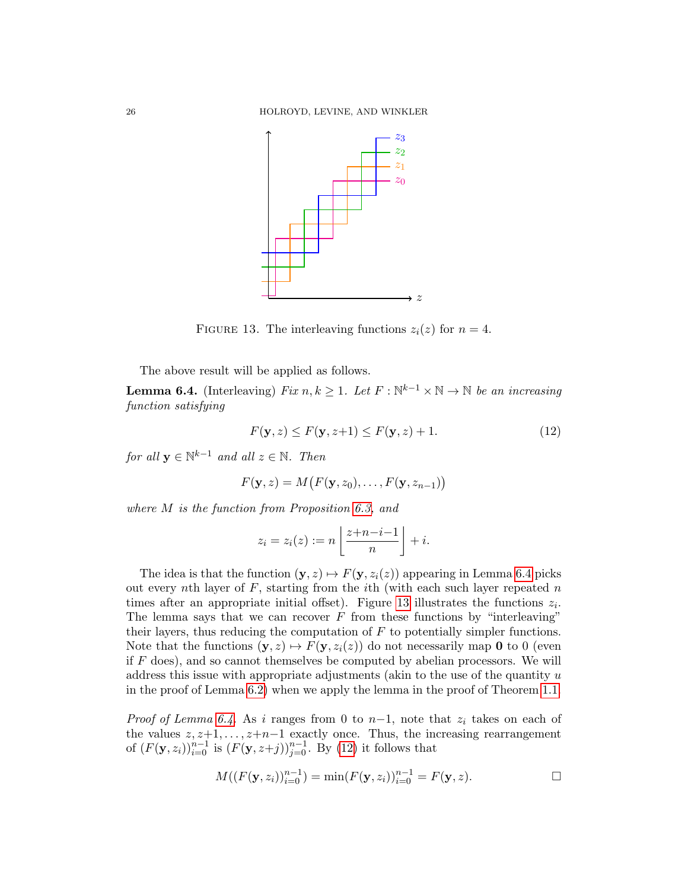FIGURE 13. The interleaving functions $z_i(z)$ for $n = 4$.

The above result will be applied as follows.

**Lemma 6.4.** (Interleaving) *Fix $n, k \geq 1$. Let $F : \mathbb{N}^{k-1} \times \mathbb{N} \to \mathbb{N}$ be an increasing function satisfying*

$$F(\mathbf{y}, z) \leq F(\mathbf{y}, z{+}1) \leq F(\mathbf{y}, z) + 1. \tag{12}$$

*for all $\mathbf{y} \in \mathbb{N}^{k-1}$ and all $z \in \mathbb{N}$. Then*

$$F(\mathbf{y}, z) = M\big(F(\mathbf{y}, z_0), \dots, F(\mathbf{y}, z_{n-1})\big)$$

*where $M$ is the function from Proposition 6.3, and*

$$z_i = z_i(z) := n \left\lfloor \frac{z{+}n{-}i{-}1}{n} \right\rfloor + i.$$

The idea is that the function $(\mathbf{y}, z) \mapsto F(\mathbf{y}, z_i(z))$ appearing in Lemma 6.4 picks out every $n$th layer of $F$, starting from the $i$th (with each such layer repeated $n$ times after an appropriate initial offset). Figure 13 illustrates the functions $z_i$. The lemma says that we can recover $F$ from these functions by "interleaving" their layers, thus reducing the computation of $F$ to potentially simpler functions. Note that the functions $(\mathbf{y}, z) \mapsto F(\mathbf{y}, z_i(z))$ do not necessarily map $\mathbf{0}$ to 0 (even if $F$ does), and so cannot themselves be computed by abelian processors. We will address this issue with appropriate adjustments (akin to the use of the quantity $u$ in the proof of Lemma 6.2) when we apply the lemma in the proof of Theorem 1.1.

*Proof of Lemma 6.4.* As $i$ ranges from 0 to $n{-}1$, note that $z_i$ takes on each of the values $z, z{+}1, \dots, z{+}n{-}1$ exactly once. Thus, the increasing rearrangement of $(F(\mathbf{y}, z_i))_{i=0}^{n-1}$ is $(F(\mathbf{y}, z{+}j))_{j=0}^{n-1}$. By (12) it follows that

$$M((F(\mathbf{y}, z_i))_{i=0}^{n-1}) = \min(F(\mathbf{y}, z_i))_{i=0}^{n-1} = F(\mathbf{y}, z). \qquad \square$$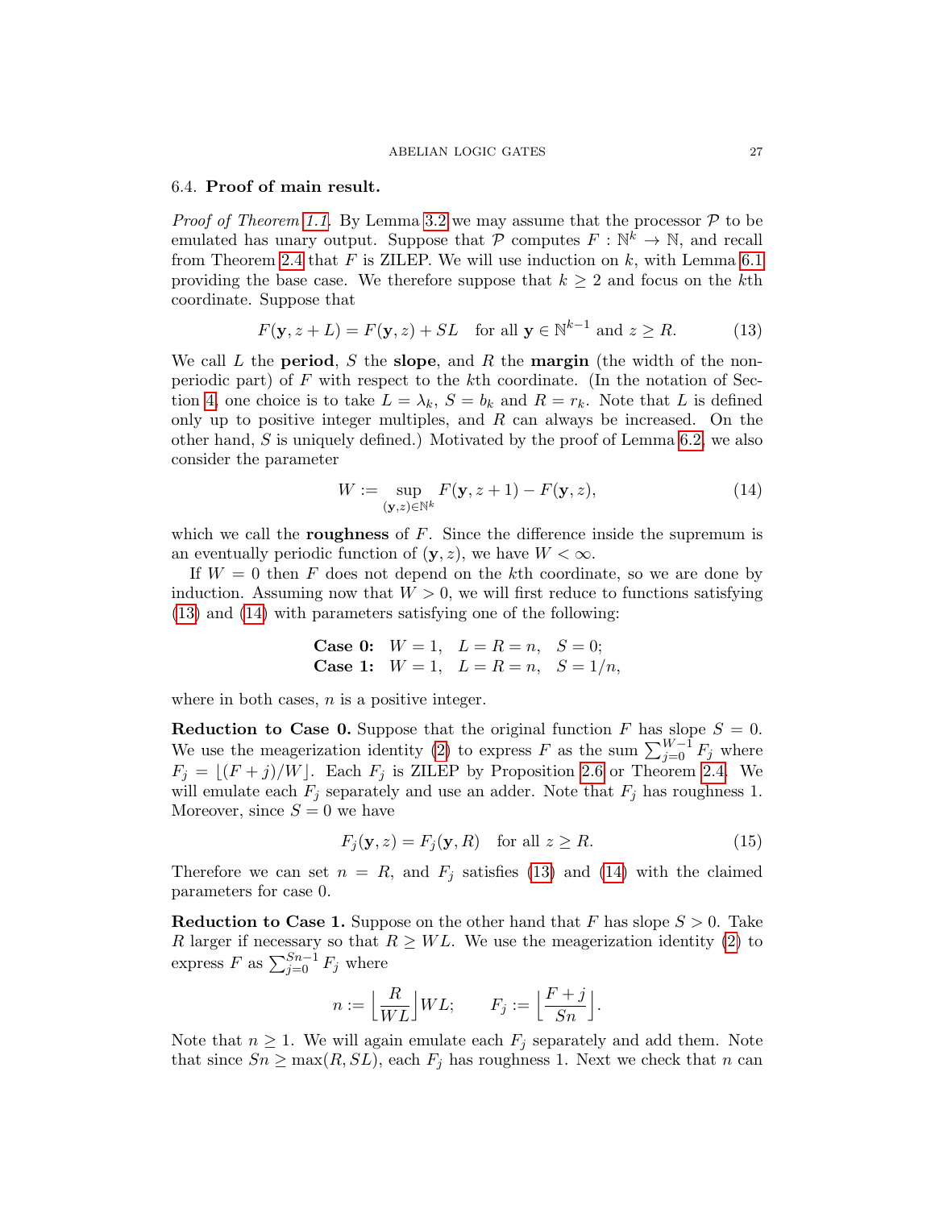### 6.4. **Proof of main result.**

*Proof of Theorem 1.1.* By Lemma 3.2 we may assume that the processor $\mathcal{P}$ to be emulated has unary output. Suppose that $\mathcal{P}$ computes $F : \mathbb{N}^k \to \mathbb{N}$, and recall from Theorem 2.4 that $F$ is ZILEP. We will use induction on $k$, with Lemma 6.1 providing the base case. We therefore suppose that $k \geq 2$ and focus on the $k$th coordinate. Suppose that

$$F(\mathbf{y}, z + L) = F(\mathbf{y}, z) + SL \quad \text{for all } \mathbf{y} \in \mathbb{N}^{k-1} \text{ and } z \geq R. \tag{13}$$

We call $L$ the **period**, $S$ the **slope**, and $R$ the **margin** (the width of the non-periodic part) of $F$ with respect to the $k$th coordinate. (In the notation of Section 4, one choice is to take $L = \lambda_k$, $S = b_k$ and $R = r_k$. Note that $L$ is defined only up to positive integer multiples, and $R$ can always be increased. On the other hand, $S$ is uniquely defined.) Motivated by the proof of Lemma 6.2, we also consider the parameter

$$W := \sup_{(\mathbf{y},z)\in\mathbb{N}^k} F(\mathbf{y}, z + 1) - F(\mathbf{y}, z), \tag{14}$$

which we call the **roughness** of $F$. Since the difference inside the supremum is an eventually periodic function of $(\mathbf{y}, z)$, we have $W < \infty$.

If $W = 0$ then $F$ does not depend on the $k$th coordinate, so we are done by induction. Assuming now that $W > 0$, we will first reduce to functions satisfying (13) and (14) with parameters satisfying one of the following:

**Case 0:** $W = 1, \quad L = R = n, \quad S = 0;$
**Case 1:** $W = 1, \quad L = R = n, \quad S = 1/n,$

where in both cases, $n$ is a positive integer.

**Reduction to Case 0.** Suppose that the original function $F$ has slope $S = 0$. We use the meagerization identity (2) to express $F$ as the sum $\sum_{j=0}^{W-1} F_j$ where $F_j = \lfloor (F + j)/W \rfloor$. Each $F_j$ is ZILEP by Proposition 2.6 or Theorem 2.4. We will emulate each $F_j$ separately and use an adder. Note that $F_j$ has roughness 1. Moreover, since $S = 0$ we have

$$F_j(\mathbf{y}, z) = F_j(\mathbf{y}, R) \quad \text{for all } z \geq R. \tag{15}$$

Therefore we can set $n = R$, and $F_j$ satisfies (13) and (14) with the claimed parameters for case 0.

**Reduction to Case 1.** Suppose on the other hand that $F$ has slope $S > 0$. Take $R$ larger if necessary so that $R \geq WL$. We use the meagerization identity (2) to express $F$ as $\sum_{j=0}^{Sn-1} F_j$ where

$$n := \Big\lfloor \frac{R}{WL} \Big\rfloor WL; \qquad F_j := \Big\lfloor \frac{F + j}{Sn} \Big\rfloor.$$

Note that $n \geq 1$. We will again emulate each $F_j$ separately and add them. Note that since $Sn \geq \max(R, SL)$, each $F_j$ has roughness 1. Next we check that $n$ can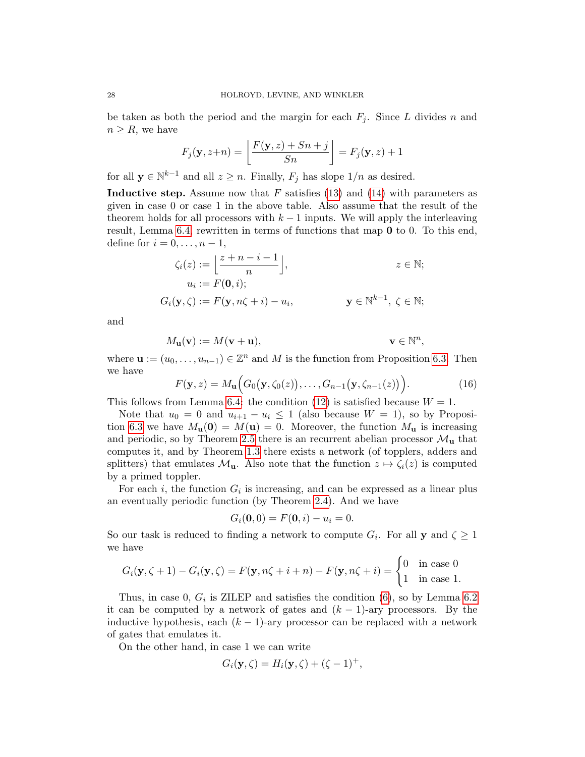be taken as both the period and the margin for each $F_j$. Since $L$ divides $n$ and $n \geq R$, we have

$$F_j(\mathbf{y}, z{+}n) = \left\lfloor \frac{F(\mathbf{y}, z) + Sn + j}{Sn} \right\rfloor = F_j(\mathbf{y}, z) + 1$$

for all $\mathbf{y} \in \mathbb{N}^{k-1}$ and all $z \geq n$. Finally, $F_j$ has slope $1/n$ as desired.

**Inductive step.** Assume now that $F$ satisfies (13) and (14) with parameters as given in case 0 or case 1 in the above table. Also assume that the result of the theorem holds for all processors with $k-1$ inputs. We will apply the interleaving result, Lemma 6.4, rewritten in terms of functions that map $\mathbf{0}$ to 0. To this end, define for $i = 0, \dots, n-1$,

$$\begin{aligned}
\zeta_i(z) &:= \Big\lfloor \frac{z+n-i-1}{n} \Big\rfloor, & z \in \mathbb{N};\\
u_i &:= F(\mathbf{0}, i);\\
G_i(\mathbf{y}, \zeta) &:= F(\mathbf{y}, n\zeta + i) - u_i, & \mathbf{y} \in \mathbb{N}^{k-1},\ \zeta \in \mathbb{N};
\end{aligned}$$

and

$$M_{\mathbf{u}}(\mathbf{v}) := M(\mathbf{v} + \mathbf{u}), \qquad \mathbf{v} \in \mathbb{N}^n,$$

where $\mathbf{u} := (u_0, \dots, u_{n-1}) \in \mathbb{Z}^n$ and $M$ is the function from Proposition 6.3. Then we have

$$F(\mathbf{y}, z) = M_{\mathbf{u}}\Big(G_0\big(\mathbf{y}, \zeta_0(z)\big), \dots, G_{n-1}\big(\mathbf{y}, \zeta_{n-1}(z)\big)\Big). \tag{16}$$

This follows from Lemma 6.4: the condition (12) is satisfied because $W = 1$.

Note that $u_0 = 0$ and $u_{i+1} - u_i \leq 1$ (also because $W = 1$), so by Proposition 6.3 we have $M_{\mathbf{u}}(\mathbf{0}) = M(\mathbf{u}) = 0$. Moreover, the function $M_{\mathbf{u}}$ is increasing and periodic, so by Theorem 2.5 there is an recurrent abelian processor $\mathcal{M}_{\mathbf{u}}$ that computes it, and by Theorem 1.3 there exists a network (of topplers, adders and splitters) that emulates $\mathcal{M}_{\mathbf{u}}$. Also note that the function $z \mapsto \zeta_i(z)$ is computed by a primed toppler.

For each $i$, the function $G_i$ is increasing, and can be expressed as a linear plus an eventually periodic function (by Theorem 2.4). And we have

$$G_i(\mathbf{0}, 0) = F(\mathbf{0}, i) - u_i = 0.$$

So our task is reduced to finding a network to compute $G_i$. For all $\mathbf{y}$ and $\zeta \geq 1$ we have

$$G_i(\mathbf{y}, \zeta+1) - G_i(\mathbf{y}, \zeta) = F(\mathbf{y}, n\zeta + i + n) - F(\mathbf{y}, n\zeta + i) = \begin{cases} 0 & \text{in case 0} \\ 1 & \text{in case 1.} \end{cases}$$

Thus, in case 0, $G_i$ is ZILEP and satisfies the condition (6), so by Lemma 6.2 it can be computed by a network of gates and $(k-1)$-ary processors. By the inductive hypothesis, each $(k-1)$-ary processor can be replaced with a network of gates that emulates it.

On the other hand, in case 1 we can write

$$G_i(\mathbf{y}, \zeta) = H_i(\mathbf{y}, \zeta) + (\zeta - 1)^+,$$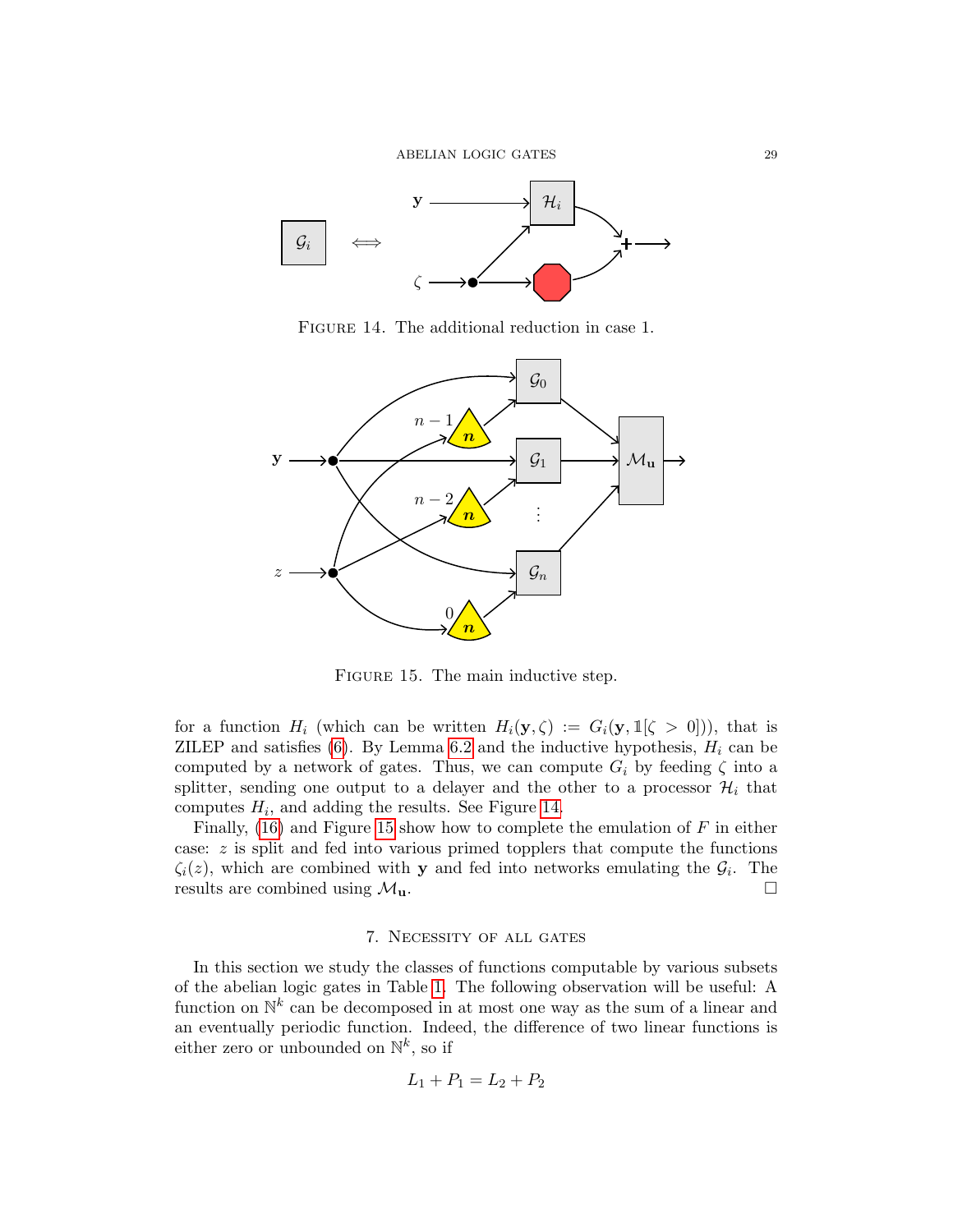FIGURE 14. The additional reduction in case 1.

FIGURE 15. The main inductive step.

for a function $H_i$ (which can be written $H_i(\mathbf{y}, \zeta) := G_i(\mathbf{y}, \mathbb{1}[\zeta > 0])$), that is ZILEP and satisfies (6). By Lemma 6.2 and the inductive hypothesis, $H_i$ can be computed by a network of gates. Thus, we can compute $G_i$ by feeding $\zeta$ into a splitter, sending one output to a delayer and the other to a processor $\mathcal{H}_i$ that computes $H_i$, and adding the results. See Figure 14.

Finally, (16) and Figure 15 show how to complete the emulation of $F$ in either case: $z$ is split and fed into various primed topplers that compute the functions $\zeta_i(z)$, which are combined with $\mathbf{y}$ and fed into networks emulating the $\mathcal{G}_i$. The results are combined using $\mathcal{M}_{\mathbf{u}}$. □

## 7. Necessity of all gates

In this section we study the classes of functions computable by various subsets of the abelian logic gates in Table 1. The following observation will be useful: A function on $\mathbb{N}^k$ can be decomposed in at most one way as the sum of a linear and an eventually periodic function. Indeed, the difference of two linear functions is either zero or unbounded on $\mathbb{N}^k$, so if

$$L_1 + P_1 = L_2 + P_2$$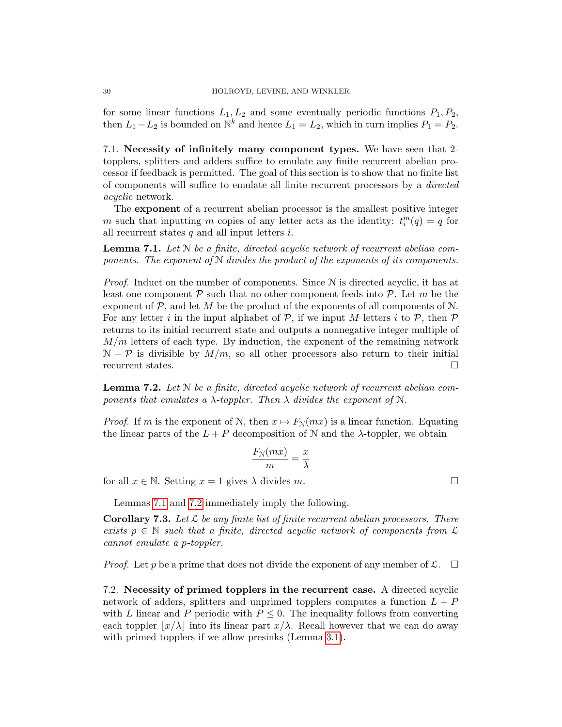for some linear functions $L_1, L_2$ and some eventually periodic functions $P_1, P_2$, then $L_1 - L_2$ is bounded on $\mathbb{N}^k$ and hence $L_1 = L_2$, which in turn implies $P_1 = P_2$.

### 7.1. Necessity of infinitely many component types.

We have seen that 2-topplers, splitters and adders suffice to emulate any finite recurrent abelian processor if feedback is permitted. The goal of this section is to show that no finite list of components will suffice to emulate all finite recurrent processors by a *directed acyclic* network.

The **exponent** of a recurrent abelian processor is the smallest positive integer $m$ such that inputting $m$ copies of any letter acts as the identity: $t_i^m(q) = q$ for all recurrent states $q$ and all input letters $i$.

**Lemma 7.1.** *Let $\mathcal{N}$ be a finite, directed acyclic network of recurrent abelian components. The exponent of $\mathcal{N}$ divides the product of the exponents of its components.*

*Proof.* Induct on the number of components. Since $\mathcal{N}$ is directed acyclic, it has at least one component $\mathcal{P}$ such that no other component feeds into $\mathcal{P}$. Let $m$ be the exponent of $\mathcal{P}$, and let $M$ be the product of the exponents of all components of $\mathcal{N}$. For any letter $i$ in the input alphabet of $\mathcal{P}$, if we input $M$ letters $i$ to $\mathcal{P}$, then $\mathcal{P}$ returns to its initial recurrent state and outputs a nonnegative integer multiple of $M/m$ letters of each type. By induction, the exponent of the remaining network $\mathcal{N} - \mathcal{P}$ is divisible by $M/m$, so all other processors also return to their initial recurrent states. $\square$

**Lemma 7.2.** *Let $\mathcal{N}$ be a finite, directed acyclic network of recurrent abelian components that emulates a $\lambda$-toppler. Then $\lambda$ divides the exponent of $\mathcal{N}$.*

*Proof.* If $m$ is the exponent of $\mathcal{N}$, then $x \mapsto F_{\mathcal{N}}(mx)$ is a linear function. Equating the linear parts of the $L + P$ decomposition of $\mathcal{N}$ and the $\lambda$-toppler, we obtain

$$\frac{F_{\mathcal{N}}(mx)}{m} = \frac{x}{\lambda}$$

for all $x \in \mathbb{N}$. Setting $x = 1$ gives $\lambda$ divides $m$. $\square$

Lemmas 7.1 and 7.2 immediately imply the following.

**Corollary 7.3.** *Let $\mathcal{L}$ be any finite list of finite recurrent abelian processors. There exists $p \in \mathbb{N}$ such that a finite, directed acyclic network of components from $\mathcal{L}$ cannot emulate a $p$-toppler.*

*Proof.* Let $p$ be a prime that does not divide the exponent of any member of $\mathcal{L}$. $\square$

### 7.2. Necessity of primed topplers in the recurrent case.

A directed acyclic network of adders, splitters and unprimed topplers computes a function $L + P$ with $L$ linear and $P$ periodic with $P \leq 0$. The inequality follows from converting each toppler $\lfloor x/\lambda \rfloor$ into its linear part $x/\lambda$. Recall however that we can do away with primed topplers if we allow presinks (Lemma 3.1).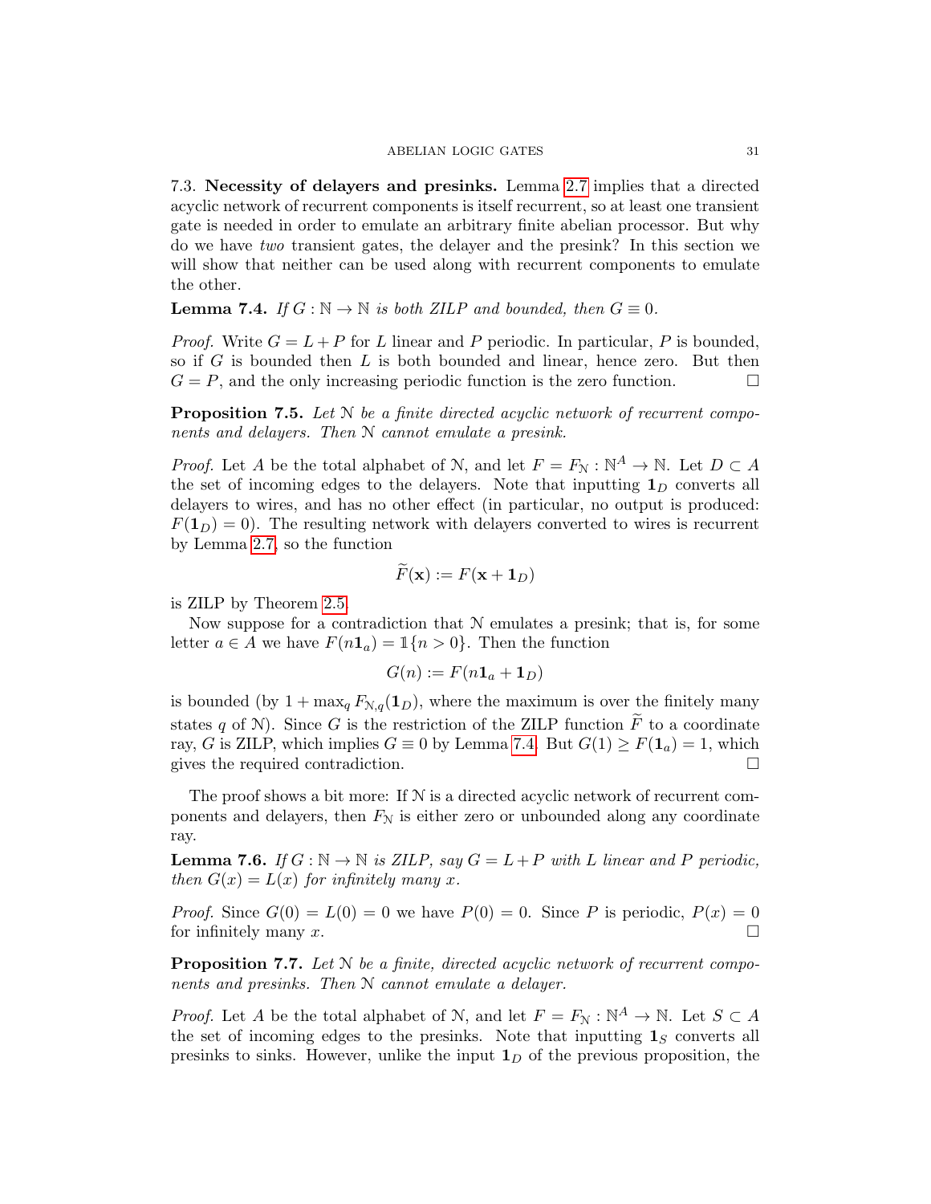7.3. **Necessity of delayers and presinks.** Lemma 2.7 implies that a directed acyclic network of recurrent components is itself recurrent, so at least one transient gate is needed in order to emulate an arbitrary finite abelian processor. But why do we have *two* transient gates, the delayer and the presink? In this section we will show that neither can be used along with recurrent components to emulate the other.

**Lemma 7.4.** *If $G : \mathbb{N} \to \mathbb{N}$ is both ZILP and bounded, then $G \equiv 0$.*

*Proof.* Write $G = L + P$ for $L$ linear and $P$ periodic. In particular, $P$ is bounded, so if $G$ is bounded then $L$ is both bounded and linear, hence zero. But then $G = P$, and the only increasing periodic function is the zero function. $\square$

**Proposition 7.5.** *Let $\mathcal{N}$ be a finite directed acyclic network of recurrent components and delayers. Then $\mathcal{N}$ cannot emulate a presink.*

*Proof.* Let $A$ be the total alphabet of $\mathcal{N}$, and let $F = F_{\mathcal{N}} : \mathbb{N}^A \to \mathbb{N}$. Let $D \subset A$ the set of incoming edges to the delayers. Note that inputting $\mathbf{1}_D$ converts all delayers to wires, and has no other effect (in particular, no output is produced: $F(\mathbf{1}_D) = 0$). The resulting network with delayers converted to wires is recurrent by Lemma 2.7, so the function

$$\widetilde{F}(\mathbf{x}) := F(\mathbf{x} + \mathbf{1}_D)$$

is ZILP by Theorem 2.5.

Now suppose for a contradiction that $\mathcal{N}$ emulates a presink; that is, for some letter $a \in A$ we have $F(n\mathbf{1}_a) = \mathbb{1}\{n > 0\}$. Then the function

$$G(n) := F(n\mathbf{1}_a + \mathbf{1}_D)$$

is bounded (by $1 + \max_q F_{\mathcal{N},q}(\mathbf{1}_D)$, where the maximum is over the finitely many states $q$ of $\mathcal{N}$). Since $G$ is the restriction of the ZILP function $\widetilde{F}$ to a coordinate ray, $G$ is ZILP, which implies $G \equiv 0$ by Lemma 7.4. But $G(1) \geq F(\mathbf{1}_a) = 1$, which gives the required contradiction. $\square$

The proof shows a bit more: If $\mathcal{N}$ is a directed acyclic network of recurrent components and delayers, then $F_{\mathcal{N}}$ is either zero or unbounded along any coordinate ray.

**Lemma 7.6.** *If $G : \mathbb{N} \to \mathbb{N}$ is ZILP, say $G = L + P$ with $L$ linear and $P$ periodic, then $G(x) = L(x)$ for infinitely many $x$.*

*Proof.* Since $G(0) = L(0) = 0$ we have $P(0) = 0$. Since $P$ is periodic, $P(x) = 0$ for infinitely many $x$. $\square$

**Proposition 7.7.** *Let $\mathcal{N}$ be a finite, directed acyclic network of recurrent components and presinks. Then $\mathcal{N}$ cannot emulate a delayer.*

*Proof.* Let $A$ be the total alphabet of $\mathcal{N}$, and let $F = F_{\mathcal{N}} : \mathbb{N}^A \to \mathbb{N}$. Let $S \subset A$ the set of incoming edges to the presinks. Note that inputting $\mathbf{1}_S$ converts all presinks to sinks. However, unlike the input $\mathbf{1}_D$ of the previous proposition, the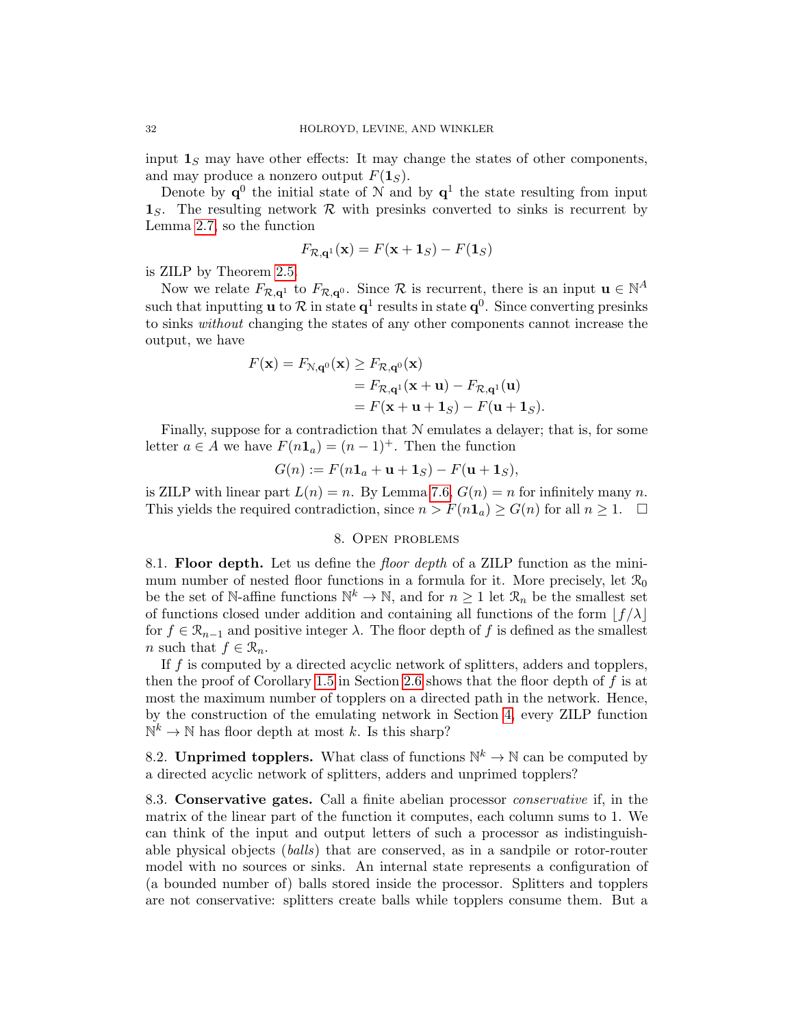input $\mathbf{1}_S$ may have other effects: It may change the states of other components, and may produce a nonzero output $F(\mathbf{1}_S)$.

Denote by $\mathbf{q}^0$ the initial state of $\mathcal{N}$ and by $\mathbf{q}^1$ the state resulting from input $\mathbf{1}_S$. The resulting network $\mathcal{R}$ with presinks converted to sinks is recurrent by Lemma 2.7, so the function

$$F_{\mathcal{R},\mathbf{q}^1}(\mathbf{x}) = F(\mathbf{x} + \mathbf{1}_S) - F(\mathbf{1}_S)$$

is ZILP by Theorem 2.5.

Now we relate $F_{\mathcal{R},\mathbf{q}^1}$ to $F_{\mathcal{R},\mathbf{q}^0}$. Since $\mathcal{R}$ is recurrent, there is an input $\mathbf{u} \in \mathbb{N}^A$ such that inputting $\mathbf{u}$ to $\mathcal{R}$ in state $\mathbf{q}^1$ results in state $\mathbf{q}^0$. Since converting presinks to sinks *without* changing the states of any other components cannot increase the output, we have

$$\begin{aligned} F(\mathbf{x}) = F_{\mathcal{N},\mathbf{q}^0}(\mathbf{x}) &\geq F_{\mathcal{R},\mathbf{q}^0}(\mathbf{x}) \\ &= F_{\mathcal{R},\mathbf{q}^1}(\mathbf{x} + \mathbf{u}) - F_{\mathcal{R},\mathbf{q}^1}(\mathbf{u}) \\ &= F(\mathbf{x} + \mathbf{u} + \mathbf{1}_S) - F(\mathbf{u} + \mathbf{1}_S). \end{aligned}$$

Finally, suppose for a contradiction that $\mathcal{N}$ emulates a delayer; that is, for some letter $a \in A$ we have $F(n\mathbf{1}_a) = (n-1)^+$. Then the function

$$G(n) := F(n\mathbf{1}_a + \mathbf{u} + \mathbf{1}_S) - F(\mathbf{u} + \mathbf{1}_S),$$

is ZILP with linear part $L(n) = n$. By Lemma 7.6, $G(n) = n$ for infinitely many $n$. This yields the required contradiction, since $n > F(n\mathbf{1}_a) \geq G(n)$ for all $n \geq 1$. $\square$

## 8. Open problems

**8.1. Floor depth.** Let us define the *floor depth* of a ZILP function as the minimum number of nested floor functions in a formula for it. More precisely, let $\mathcal{R}_0$ be the set of $\mathbb{N}$-affine functions $\mathbb{N}^k \to \mathbb{N}$, and for $n \geq 1$ let $\mathcal{R}_n$ be the smallest set of functions closed under addition and containing all functions of the form $\lfloor f/\lambda \rfloor$ for $f \in \mathcal{R}_{n-1}$ and positive integer $\lambda$. The floor depth of $f$ is defined as the smallest $n$ such that $f \in \mathcal{R}_n$.

If $f$ is computed by a directed acyclic network of splitters, adders and topplers, then the proof of Corollary 1.5 in Section 2.6 shows that the floor depth of $f$ is at most the maximum number of topplers on a directed path in the network. Hence, by the construction of the emulating network in Section 4, every ZILP function $\mathbb{N}^k \to \mathbb{N}$ has floor depth at most $k$. Is this sharp?

**8.2. Unprimed topplers.** What class of functions $\mathbb{N}^k \to \mathbb{N}$ can be computed by a directed acyclic network of splitters, adders and unprimed topplers?

**8.3. Conservative gates.** Call a finite abelian processor *conservative* if, in the matrix of the linear part of the function it computes, each column sums to 1. We can think of the input and output letters of such a processor as indistinguishable physical objects (*balls*) that are conserved, as in a sandpile or rotor-router model with no sources or sinks. An internal state represents a configuration of (a bounded number of) balls stored inside the processor. Splitters and topplers are not conservative: splitters create balls while topplers consume them. But a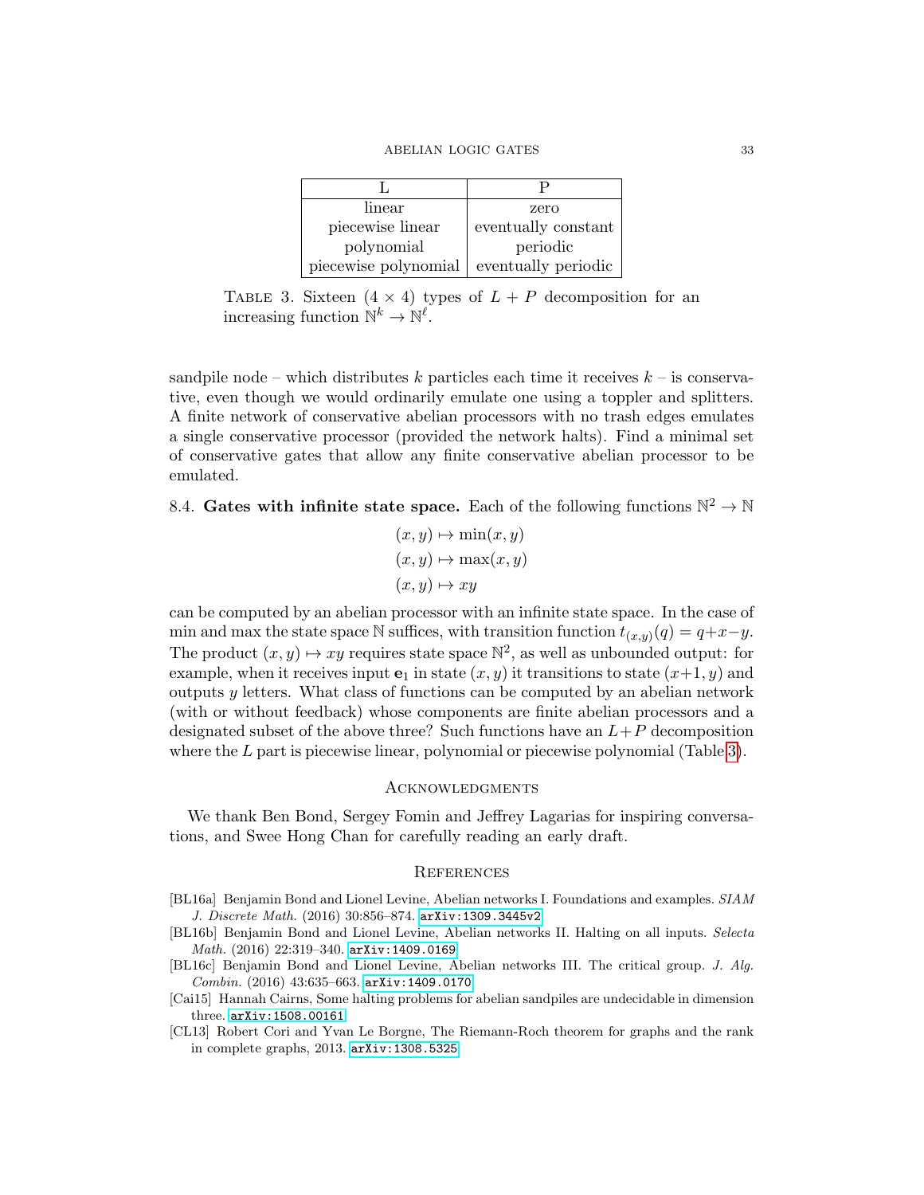| L | P |
|---|---|
| linear | zero |
| piecewise linear | eventually constant |
| polynomial | periodic |
| piecewise polynomial | eventually periodic |

TABLE 3. Sixteen $(4 \times 4)$ types of $L + P$ decomposition for an increasing function $\mathbb{N}^k \to \mathbb{N}^\ell$.

sandpile node – which distributes $k$ particles each time it receives $k$ – is conservative, even though we would ordinarily emulate one using a toppler and splitters. A finite network of conservative abelian processors with no trash edges emulates a single conservative processor (provided the network halts). Find a minimal set of conservative gates that allow any finite conservative abelian processor to be emulated.

8.4. **Gates with infinite state space.** Each of the following functions $\mathbb{N}^2 \to \mathbb{N}$

$$(x, y) \mapsto \min(x, y)$$
$$(x, y) \mapsto \max(x, y)$$
$$(x, y) \mapsto xy$$

can be computed by an abelian processor with an infinite state space. In the case of min and max the state space $\mathbb{N}$ suffices, with transition function $t_{(x,y)}(q) = q+x-y$. The product $(x, y) \mapsto xy$ requires state space $\mathbb{N}^2$, as well as unbounded output: for example, when it receives input $\mathbf{e}_1$ in state $(x, y)$ it transitions to state $(x+1, y)$ and outputs $y$ letters. What class of functions can be computed by an abelian network (with or without feedback) whose components are finite abelian processors and a designated subset of the above three? Such functions have an $L+P$ decomposition where the $L$ part is piecewise linear, polynomial or piecewise polynomial (Table 3).

## Acknowledgments

We thank Ben Bond, Sergey Fomin and Jeffrey Lagarias for inspiring conversations, and Swee Hong Chan for carefully reading an early draft.

## References

[BL16a] Benjamin Bond and Lionel Levine, Abelian networks I. Foundations and examples. *SIAM J. Discrete Math.* (2016) 30:856–874. arXiv:1309.3445v2

[BL16b] Benjamin Bond and Lionel Levine, Abelian networks II. Halting on all inputs. *Selecta Math.* (2016) 22:319–340. arXiv:1409.0169

[BL16c] Benjamin Bond and Lionel Levine, Abelian networks III. The critical group. *J. Alg. Combin.* (2016) 43:635–663. arXiv:1409.0170

[Cai15] Hannah Cairns, Some halting problems for abelian sandpiles are undecidable in dimension three. arXiv:1508.00161

[CL13] Robert Cori and Yvan Le Borgne, The Riemann-Roch theorem for graphs and the rank in complete graphs, 2013. arXiv:1308.5325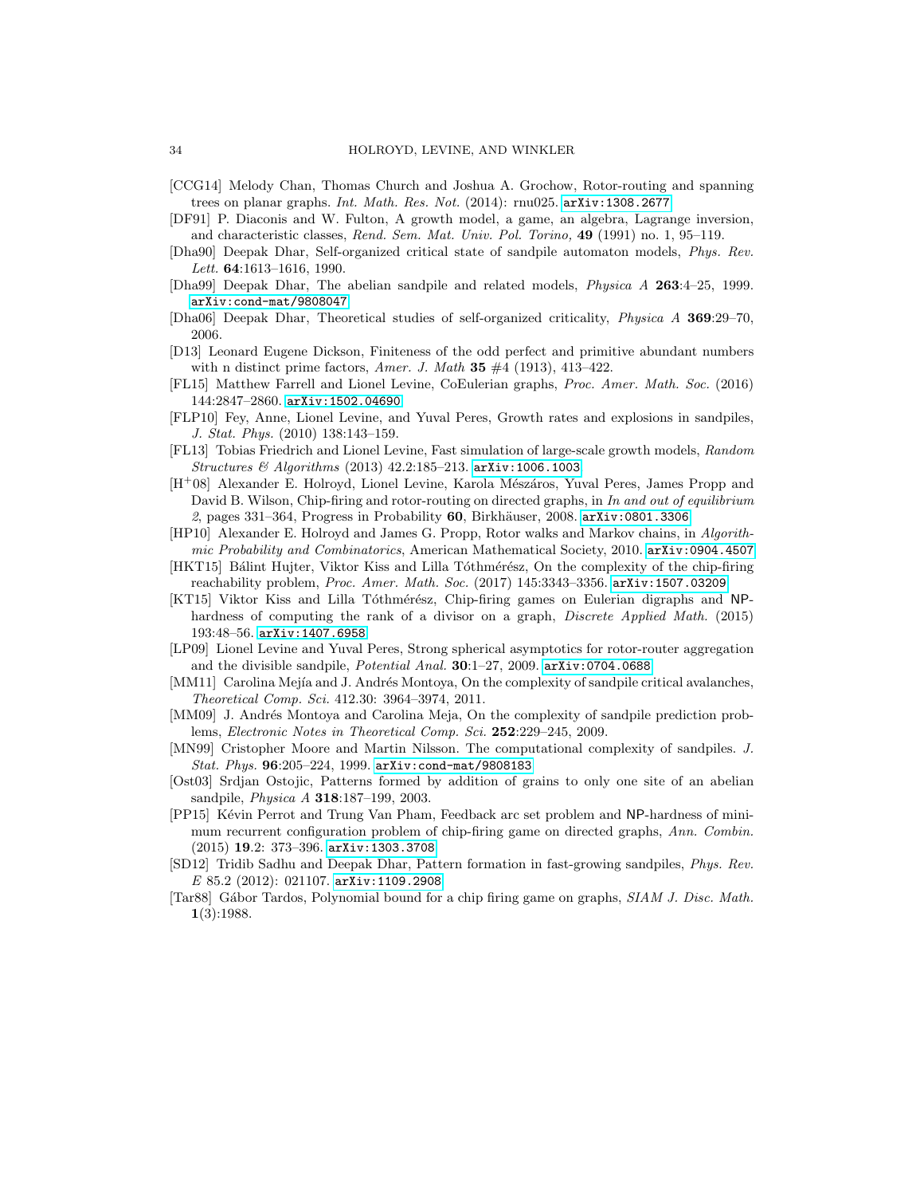[CCG14] Melody Chan, Thomas Church and Joshua A. Grochow, Rotor-routing and spanning trees on planar graphs. *Int. Math. Res. Not.* (2014): rnu025. arXiv:1308.2677

[DF91] P. Diaconis and W. Fulton, A growth model, a game, an algebra, Lagrange inversion, and characteristic classes, *Rend. Sem. Mat. Univ. Pol. Torino,* **49** (1991) no. 1, 95–119.

[Dha90] Deepak Dhar, Self-organized critical state of sandpile automaton models, *Phys. Rev. Lett.* **64**:1613–1616, 1990.

[Dha99] Deepak Dhar, The abelian sandpile and related models, *Physica A* **263**:4–25, 1999. arXiv:cond-mat/9808047

[Dha06] Deepak Dhar, Theoretical studies of self-organized criticality, *Physica A* **369**:29–70, 2006.

[D13] Leonard Eugene Dickson, Finiteness of the odd perfect and primitive abundant numbers with n distinct prime factors, *Amer. J. Math* **35** #4 (1913), 413–422.

[FL15] Matthew Farrell and Lionel Levine, CoEulerian graphs, *Proc. Amer. Math. Soc.* (2016) 144:2847–2860. arXiv:1502.04690

[FLP10] Fey, Anne, Lionel Levine, and Yuval Peres, Growth rates and explosions in sandpiles, *J. Stat. Phys.* (2010) 138:143–159.

[FL13] Tobias Friedrich and Lionel Levine, Fast simulation of large-scale growth models, *Random Structures & Algorithms* (2013) 42.2:185–213. arXiv:1006.1003

[H$^+$08] Alexander E. Holroyd, Lionel Levine, Karola Mészáros, Yuval Peres, James Propp and David B. Wilson, Chip-firing and rotor-routing on directed graphs, in *In and out of equilibrium 2*, pages 331–364, Progress in Probability **60**, Birkhäuser, 2008. arXiv:0801.3306

[HP10] Alexander E. Holroyd and James G. Propp, Rotor walks and Markov chains, in *Algorithmic Probability and Combinatorics*, American Mathematical Society, 2010. arXiv:0904.4507

[HKT15] Bálint Hujter, Viktor Kiss and Lilla Tóthmérész, On the complexity of the chip-firing reachability problem, *Proc. Amer. Math. Soc.* (2017) 145:3343–3356. arXiv:1507.03209

[KT15] Viktor Kiss and Lilla Tóthmérész, Chip-firing games on Eulerian digraphs and NP-hardness of computing the rank of a divisor on a graph, *Discrete Applied Math.* (2015) 193:48–56. arXiv:1407.6958

[LP09] Lionel Levine and Yuval Peres, Strong spherical asymptotics for rotor-router aggregation and the divisible sandpile, *Potential Anal.* **30**:1–27, 2009. arXiv:0704.0688

[MM11] Carolina Mejía and J. Andrés Montoya, On the complexity of sandpile critical avalanches, *Theoretical Comp. Sci.* 412.30: 3964–3974, 2011.

[MM09] J. Andrés Montoya and Carolina Meja, On the complexity of sandpile prediction problems, *Electronic Notes in Theoretical Comp. Sci.* **252**:229–245, 2009.

[MN99] Cristopher Moore and Martin Nilsson. The computational complexity of sandpiles. *J. Stat. Phys.* **96**:205–224, 1999. arXiv:cond-mat/9808183

[Ost03] Srdjan Ostojic, Patterns formed by addition of grains to only one site of an abelian sandpile, *Physica A* **318**:187–199, 2003.

[PP15] Kévin Perrot and Trung Van Pham, Feedback arc set problem and NP-hardness of minimum recurrent configuration problem of chip-firing game on directed graphs, *Ann. Combin.* (2015) **19**.2: 373–396. arXiv:1303.3708

[SD12] Tridib Sadhu and Deepak Dhar, Pattern formation in fast-growing sandpiles, *Phys. Rev. E* 85.2 (2012): 021107. arXiv:1109.2908

[Tar88] Gábor Tardos, Polynomial bound for a chip firing game on graphs, *SIAM J. Disc. Math.* **1**(3):1988.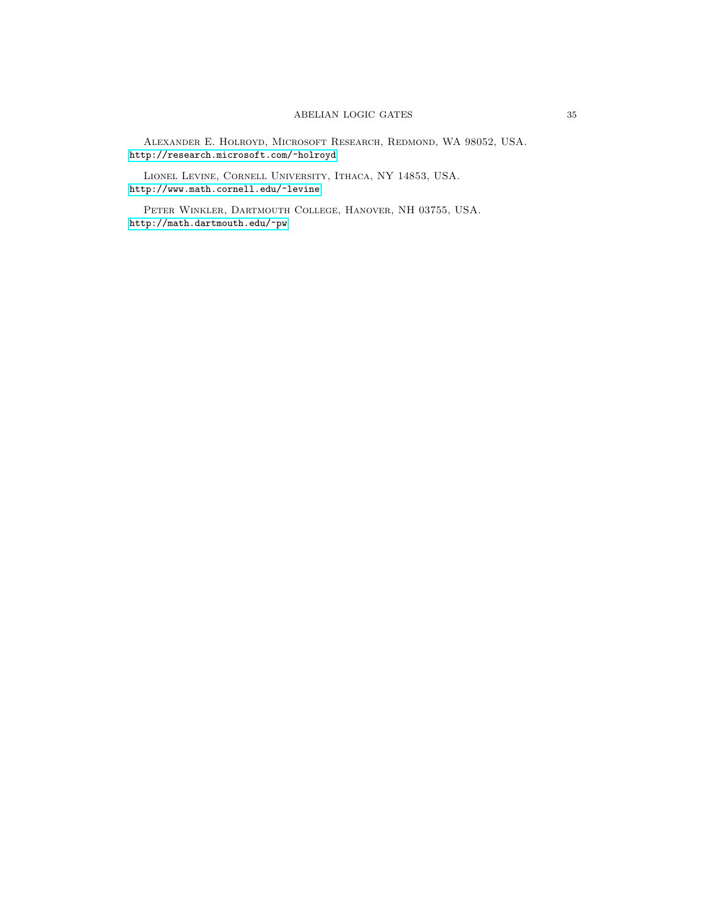Alexander E. Holroyd, Microsoft Research, Redmond, WA 98052, USA.
http://research.microsoft.com/~holroyd

Lionel Levine, Cornell University, Ithaca, NY 14853, USA.
http://www.math.cornell.edu/~levine

Peter Winkler, Dartmouth College, Hanover, NH 03755, USA.
http://math.dartmouth.edu/~pw